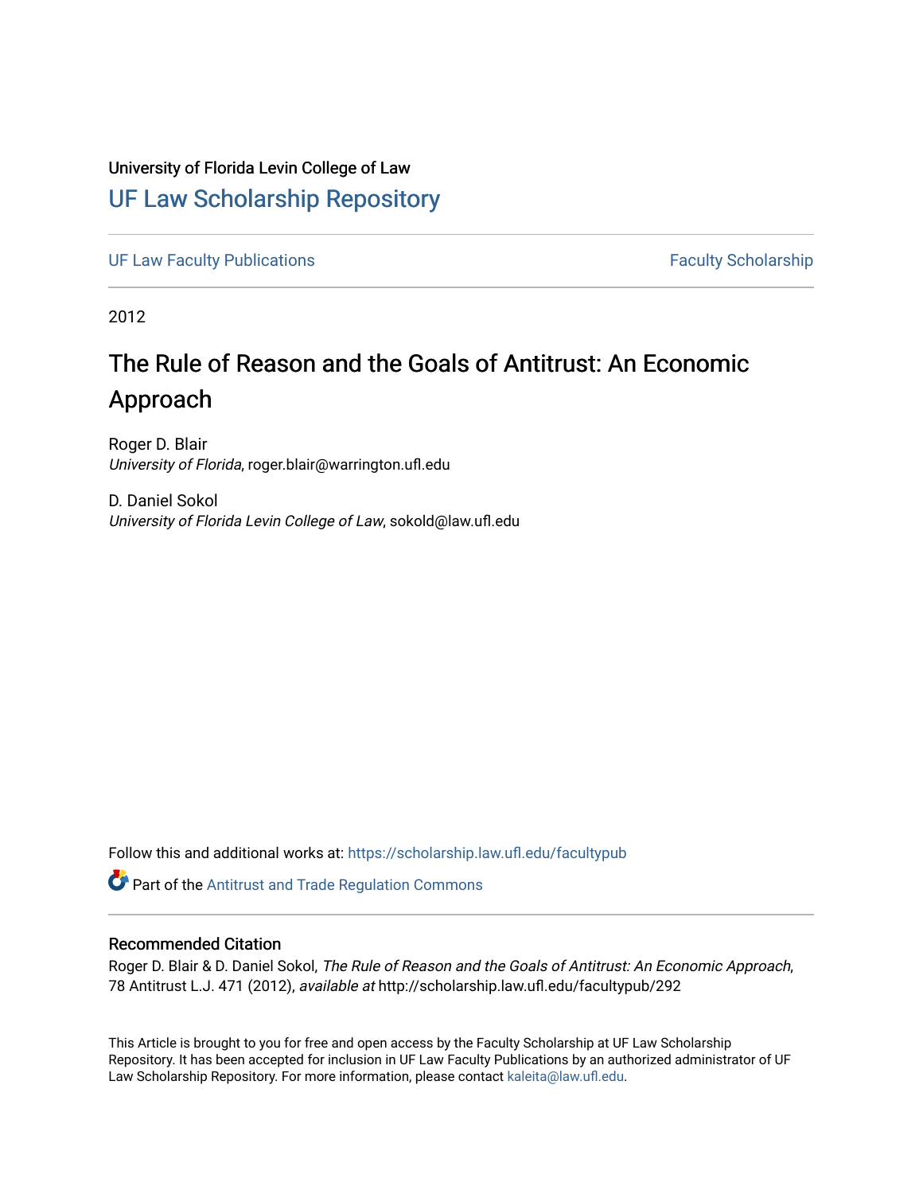University of Florida Levin College of Law

# UF Law Scholarship Repository

UF Law Faculty Publications | Faculty Scholarship

2012

# The Rule of Reason and the Goals of Antitrust: An Economic Approach

Roger D. Blair
*University of Florida*, roger.blair@warrington.ufl.edu

D. Daniel Sokol
*University of Florida Levin College of Law*, sokold@law.ufl.edu

Follow this and additional works at: https://scholarship.law.ufl.edu/facultypub

Part of the Antitrust and Trade Regulation Commons

## Recommended Citation

Roger D. Blair & D. Daniel Sokol, *The Rule of Reason and the Goals of Antitrust: An Economic Approach*, 78 Antitrust L.J. 471 (2012), *available at* http://scholarship.law.ufl.edu/facultypub/292

This Article is brought to you for free and open access by the Faculty Scholarship at UF Law Scholarship Repository. It has been accepted for inclusion in UF Law Faculty Publications by an authorized administrator of UF Law Scholarship Repository. For more information, please contact kaleita@law.ufl.edu.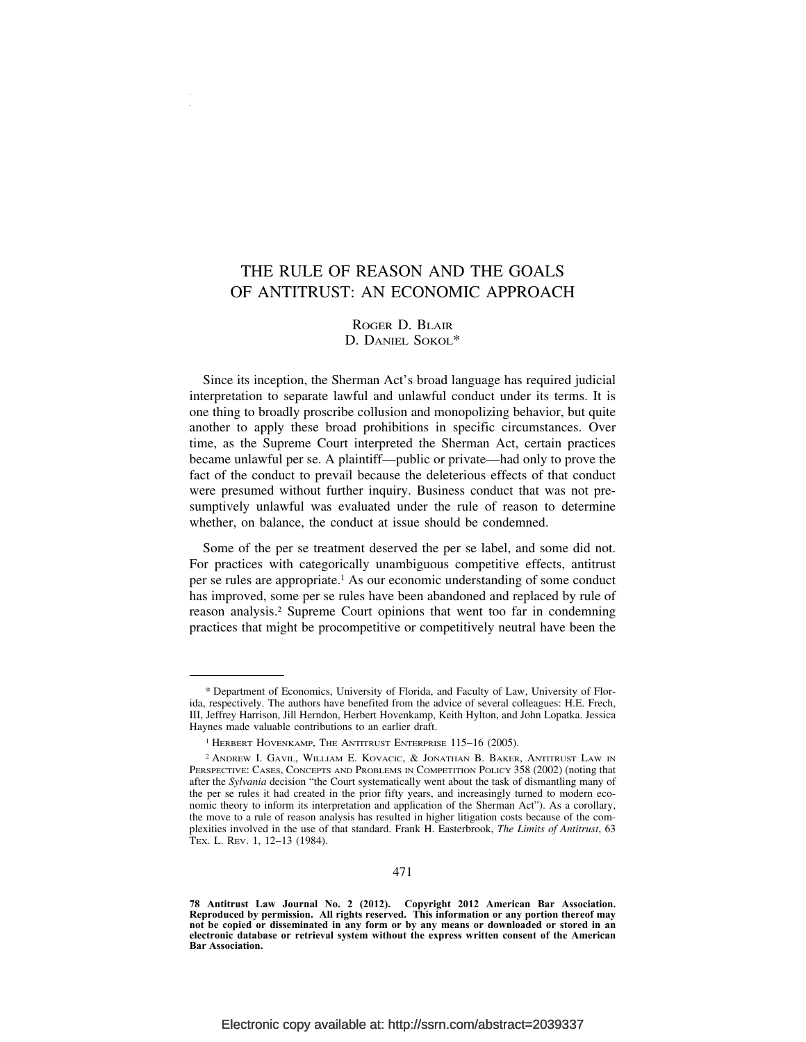# THE RULE OF REASON AND THE GOALS OF ANTITRUST: AN ECONOMIC APPROACH

Roger D. Blair
D. Daniel Sokol*

Since its inception, the Sherman Act's broad language has required judicial interpretation to separate lawful and unlawful conduct under its terms. It is one thing to broadly proscribe collusion and monopolizing behavior, but quite another to apply these broad prohibitions in specific circumstances. Over time, as the Supreme Court interpreted the Sherman Act, certain practices became unlawful per se. A plaintiff—public or private—had only to prove the fact of the conduct to prevail because the deleterious effects of that conduct were presumed without further inquiry. Business conduct that was not presumptively unlawful was evaluated under the rule of reason to determine whether, on balance, the conduct at issue should be condemned.

Some of the per se treatment deserved the per se label, and some did not. For practices with categorically unambiguous competitive effects, antitrust per se rules are appropriate.[1] As our economic understanding of some conduct has improved, some per se rules have been abandoned and replaced by rule of reason analysis.[2] Supreme Court opinions that went too far in condemning practices that might be procompetitive or competitively neutral have been the

---

\* Department of Economics, University of Florida, and Faculty of Law, University of Florida, respectively. The authors have benefited from the advice of several colleagues: H.E. Frech, III, Jeffrey Harrison, Jill Herndon, Herbert Hovenkamp, Keith Hylton, and John Lopatka. Jessica Haynes made valuable contributions to an earlier draft.

[1] Herbert Hovenkamp, The Antitrust Enterprise 115–16 (2005).

[2] Andrew I. Gavil, William E. Kovacic, & Jonathan B. Baker, Antitrust Law in Perspective: Cases, Concepts and Problems in Competition Policy 358 (2002) (noting that after the *Sylvania* decision "the Court systematically went about the task of dismantling many of the per se rules it had created in the prior fifty years, and increasingly turned to modern economic theory to inform its interpretation and application of the Sherman Act"). As a corollary, the move to a rule of reason analysis has resulted in higher litigation costs because of the complexities involved in the use of that standard. Frank H. Easterbrook, *The Limits of Antitrust*, 63 Tex. L. Rev. 1, 12–13 (1984).

**78 Antitrust Law Journal No. 2 (2012). Copyright 2012 American Bar Association. Reproduced by permission. All rights reserved. This information or any portion thereof may not be copied or disseminated in any form or by any means or downloaded or stored in an electronic database or retrieval system without the express written consent of the American Bar Association.**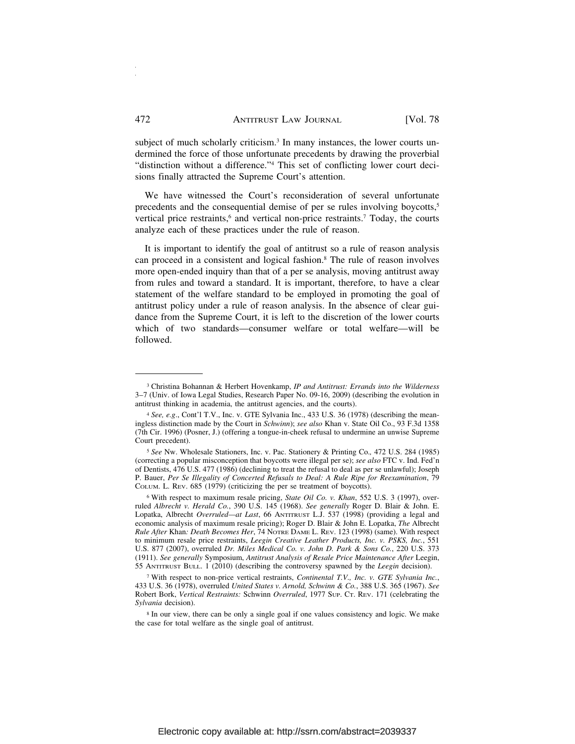subject of much scholarly criticism.[3] In many instances, the lower courts undermined the force of those unfortunate precedents by drawing the proverbial "distinction without a difference."[4] This set of conflicting lower court decisions finally attracted the Supreme Court's attention.

We have witnessed the Court's reconsideration of several unfortunate precedents and the consequential demise of per se rules involving boycotts,[5] vertical price restraints,[6] and vertical non-price restraints.[7] Today, the courts analyze each of these practices under the rule of reason.

It is important to identify the goal of antitrust so a rule of reason analysis can proceed in a consistent and logical fashion.[8] The rule of reason involves more open-ended inquiry than that of a per se analysis, moving antitrust away from rules and toward a standard. It is important, therefore, to have a clear statement of the welfare standard to be employed in promoting the goal of antitrust policy under a rule of reason analysis. In the absence of clear guidance from the Supreme Court, it is left to the discretion of the lower courts which of two standards—consumer welfare or total welfare—will be followed.

---

[3] Christina Bohannan & Herbert Hovenkamp, *IP and Antitrust: Errands into the Wilderness* 3–7 (Univ. of Iowa Legal Studies, Research Paper No. 09-16, 2009) (describing the evolution in antitrust thinking in academia, the antitrust agencies, and the courts).

[4] *See, e.g*., Cont'l T.V., Inc. v. GTE Sylvania Inc., 433 U.S. 36 (1978) (describing the meaningless distinction made by the Court in *Schwinn*); *see also* Khan v. State Oil Co., 93 F.3d 1358 (7th Cir. 1996) (Posner, J.) (offering a tongue-in-cheek refusal to undermine an unwise Supreme Court precedent).

[5] *See* Nw. Wholesale Stationers, Inc. v. Pac. Stationery & Printing Co*.,* 472 U.S. 284 (1985) (correcting a popular misconception that boycotts were illegal per se); *see also* FTC v. Ind. Fed'n of Dentists, 476 U.S. 477 (1986) (declining to treat the refusal to deal as per se unlawful); Joseph P. Bauer, *Per Se Illegality of Concerted Refusals to Deal: A Rule Ripe for Reexamination*, 79 Colum. L. Rev. 685 (1979) (criticizing the per se treatment of boycotts).

[6] With respect to maximum resale pricing, *State Oil Co. v. Khan*, 552 U.S. 3 (1997), overruled *Albrecht v. Herald Co.*, 390 U.S. 145 (1968). *See generally* Roger D. Blair & John. E. Lopatka, Albrecht *Overruled—at Last*, 66 Antitrust L.J. 537 (1998) (providing a legal and economic analysis of maximum resale pricing); Roger D. Blair & John E. Lopatka, *The* Albrecht *Rule After* Khan*: Death Becomes Her*, 74 Notre Dame L. Rev. 123 (1998) (same). With respect to minimum resale price restraints, *Leegin Creative Leather Products, Inc. v. PSKS, Inc.*, 551 U.S. 877 (2007), overruled *Dr. Miles Medical Co. v. John D. Park & Sons Co.*, 220 U.S. 373 (1911). *See generally* Symposium, *Antitrust Analysis of Resale Price Maintenance After* Leegin, 55 Antitrust Bull. 1 (2010) (describing the controversy spawned by the *Leegin* decision).

[7] With respect to non-price vertical restraints, *Continental T.V., Inc. v. GTE Sylvania Inc.*, 433 U.S. 36 (1978), overruled *United States v. Arnold, Schwinn & Co.*, 388 U.S. 365 (1967). *See* Robert Bork, *Vertical Restraints:* Schwinn *Overruled*, 1977 Sup. Ct. Rev. 171 (celebrating the *Sylvania* decision).

[8] In our view, there can be only a single goal if one values consistency and logic. We make the case for total welfare as the single goal of antitrust.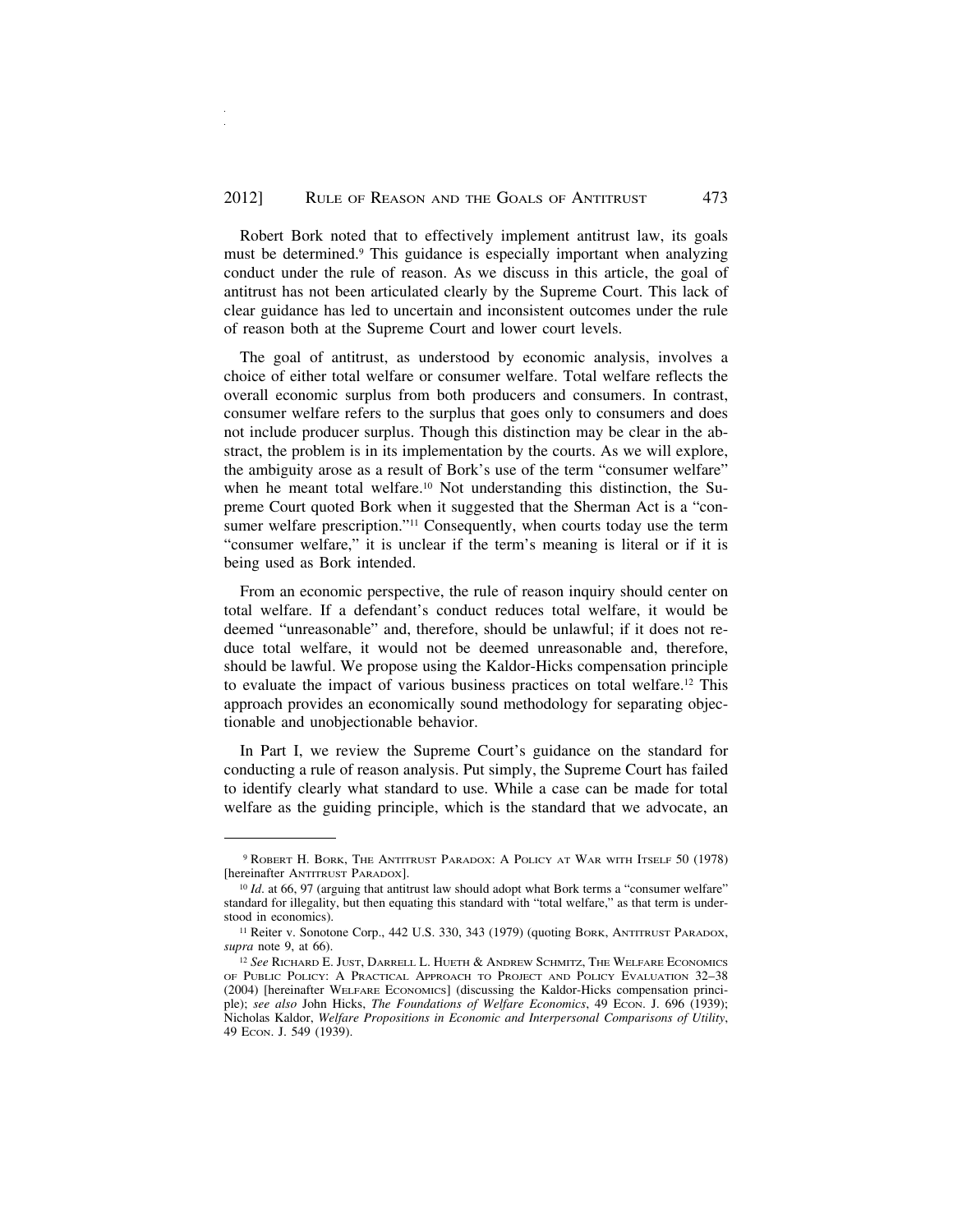Robert Bork noted that to effectively implement antitrust law, its goals must be determined.[9] This guidance is especially important when analyzing conduct under the rule of reason. As we discuss in this article, the goal of antitrust has not been articulated clearly by the Supreme Court. This lack of clear guidance has led to uncertain and inconsistent outcomes under the rule of reason both at the Supreme Court and lower court levels.

The goal of antitrust, as understood by economic analysis, involves a choice of either total welfare or consumer welfare. Total welfare reflects the overall economic surplus from both producers and consumers. In contrast, consumer welfare refers to the surplus that goes only to consumers and does not include producer surplus. Though this distinction may be clear in the abstract, the problem is in its implementation by the courts. As we will explore, the ambiguity arose as a result of Bork's use of the term "consumer welfare" when he meant total welfare.[10] Not understanding this distinction, the Supreme Court quoted Bork when it suggested that the Sherman Act is a "consumer welfare prescription."[11] Consequently, when courts today use the term "consumer welfare," it is unclear if the term's meaning is literal or if it is being used as Bork intended.

From an economic perspective, the rule of reason inquiry should center on total welfare. If a defendant's conduct reduces total welfare, it would be deemed "unreasonable" and, therefore, should be unlawful; if it does not reduce total welfare, it would not be deemed unreasonable and, therefore, should be lawful. We propose using the Kaldor-Hicks compensation principle to evaluate the impact of various business practices on total welfare.[12] This approach provides an economically sound methodology for separating objectionable and unobjectionable behavior.

In Part I, we review the Supreme Court's guidance on the standard for conducting a rule of reason analysis. Put simply, the Supreme Court has failed to identify clearly what standard to use. While a case can be made for total welfare as the guiding principle, which is the standard that we advocate, an

---

[9] ROBERT H. BORK, THE ANTITRUST PARADOX: A POLICY AT WAR WITH ITSELF 50 (1978) [hereinafter ANTITRUST PARADOX].

[10] *Id*. at 66, 97 (arguing that antitrust law should adopt what Bork terms a "consumer welfare" standard for illegality, but then equating this standard with "total welfare," as that term is understood in economics).

[11] Reiter v. Sonotone Corp., 442 U.S. 330, 343 (1979) (quoting BORK, ANTITRUST PARADOX, *supra* note 9, at 66).

[12] *See* RICHARD E. JUST, DARRELL L. HUETH & ANDREW SCHMITZ, THE WELFARE ECONOMICS OF PUBLIC POLICY: A PRACTICAL APPROACH TO PROJECT AND POLICY EVALUATION 32–38 (2004) [hereinafter WELFARE ECONOMICS] (discussing the Kaldor-Hicks compensation principle); *see also* John Hicks, *The Foundations of Welfare Economics*, 49 ECON. J. 696 (1939); Nicholas Kaldor, *Welfare Propositions in Economic and Interpersonal Comparisons of Utility*, 49 ECON. J. 549 (1939).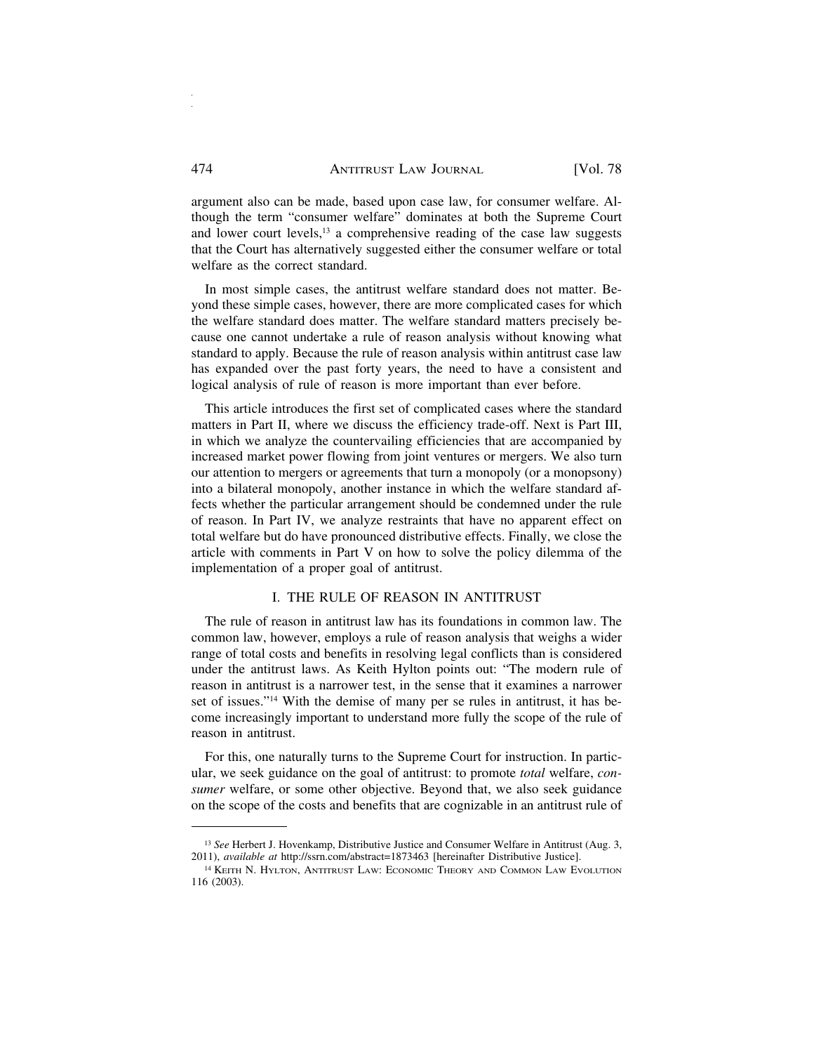argument also can be made, based upon case law, for consumer welfare. Although the term "consumer welfare" dominates at both the Supreme Court and lower court levels,[13] a comprehensive reading of the case law suggests that the Court has alternatively suggested either the consumer welfare or total welfare as the correct standard.

In most simple cases, the antitrust welfare standard does not matter. Beyond these simple cases, however, there are more complicated cases for which the welfare standard does matter. The welfare standard matters precisely because one cannot undertake a rule of reason analysis without knowing what standard to apply. Because the rule of reason analysis within antitrust case law has expanded over the past forty years, the need to have a consistent and logical analysis of rule of reason is more important than ever before.

This article introduces the first set of complicated cases where the standard matters in Part II, where we discuss the efficiency trade-off. Next is Part III, in which we analyze the countervailing efficiencies that are accompanied by increased market power flowing from joint ventures or mergers. We also turn our attention to mergers or agreements that turn a monopoly (or a monopsony) into a bilateral monopoly, another instance in which the welfare standard affects whether the particular arrangement should be condemned under the rule of reason. In Part IV, we analyze restraints that have no apparent effect on total welfare but do have pronounced distributive effects. Finally, we close the article with comments in Part V on how to solve the policy dilemma of the implementation of a proper goal of antitrust.

## I. THE RULE OF REASON IN ANTITRUST

The rule of reason in antitrust law has its foundations in common law. The common law, however, employs a rule of reason analysis that weighs a wider range of total costs and benefits in resolving legal conflicts than is considered under the antitrust laws. As Keith Hylton points out: "The modern rule of reason in antitrust is a narrower test, in the sense that it examines a narrower set of issues."[14] With the demise of many per se rules in antitrust, it has become increasingly important to understand more fully the scope of the rule of reason in antitrust.

For this, one naturally turns to the Supreme Court for instruction. In particular, we seek guidance on the goal of antitrust: to promote *total* welfare, *consumer* welfare, or some other objective. Beyond that, we also seek guidance on the scope of the costs and benefits that are cognizable in an antitrust rule of

---

[13] *See* Herbert J. Hovenkamp, Distributive Justice and Consumer Welfare in Antitrust (Aug. 3, 2011), *available at* http://ssrn.com/abstract=1873463 [hereinafter Distributive Justice].

[14] Keith N. Hylton, Antitrust Law: Economic Theory and Common Law Evolution 116 (2003).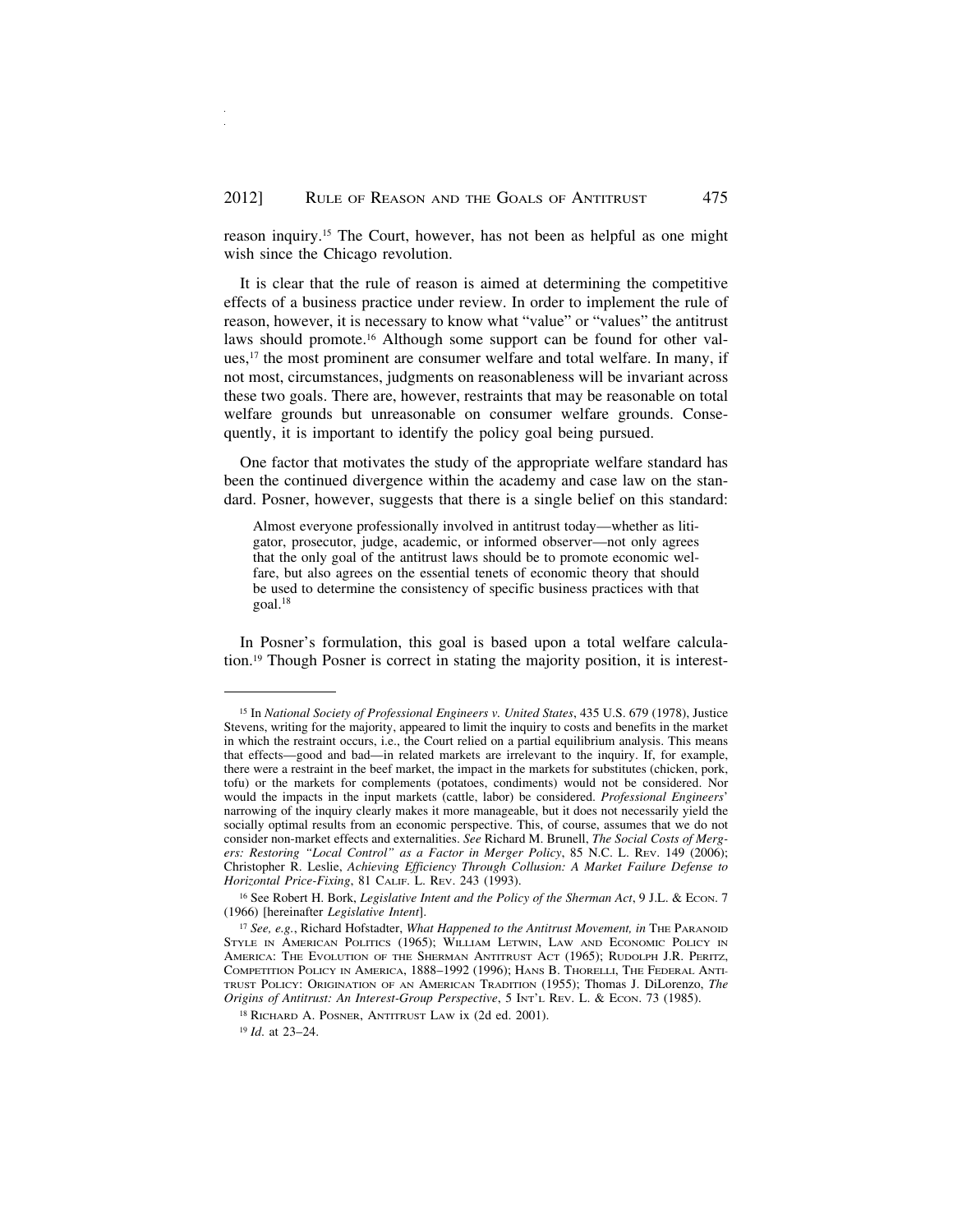reason inquiry.[15] The Court, however, has not been as helpful as one might wish since the Chicago revolution.

It is clear that the rule of reason is aimed at determining the competitive effects of a business practice under review. In order to implement the rule of reason, however, it is necessary to know what "value" or "values" the antitrust laws should promote.[16] Although some support can be found for other values,[17] the most prominent are consumer welfare and total welfare. In many, if not most, circumstances, judgments on reasonableness will be invariant across these two goals. There are, however, restraints that may be reasonable on total welfare grounds but unreasonable on consumer welfare grounds. Consequently, it is important to identify the policy goal being pursued.

One factor that motivates the study of the appropriate welfare standard has been the continued divergence within the academy and case law on the standard. Posner, however, suggests that there is a single belief on this standard:

> Almost everyone professionally involved in antitrust today—whether as litigator, prosecutor, judge, academic, or informed observer—not only agrees that the only goal of the antitrust laws should be to promote economic welfare, but also agrees on the essential tenets of economic theory that should be used to determine the consistency of specific business practices with that goal.[18]

In Posner's formulation, this goal is based upon a total welfare calculation.[19] Though Posner is correct in stating the majority position, it is interest-

---

[15] In *National Society of Professional Engineers v. United States*, 435 U.S. 679 (1978), Justice Stevens, writing for the majority, appeared to limit the inquiry to costs and benefits in the market in which the restraint occurs, i.e., the Court relied on a partial equilibrium analysis. This means that effects—good and bad—in related markets are irrelevant to the inquiry. If, for example, there were a restraint in the beef market, the impact in the markets for substitutes (chicken, pork, tofu) or the markets for complements (potatoes, condiments) would not be considered. Nor would the impacts in the input markets (cattle, labor) be considered. *Professional Engineers*' narrowing of the inquiry clearly makes it more manageable, but it does not necessarily yield the socially optimal results from an economic perspective. This, of course, assumes that we do not consider non-market effects and externalities. *See* Richard M. Brunell, *The Social Costs of Mergers: Restoring "Local Control" as a Factor in Merger Policy*, 85 N.C. L. REV. 149 (2006); Christopher R. Leslie, *Achieving Efficiency Through Collusion: A Market Failure Defense to Horizontal Price-Fixing*, 81 CALIF. L. REV. 243 (1993).

[16] See Robert H. Bork, *Legislative Intent and the Policy of the Sherman Act*, 9 J.L. & ECON. 7 (1966) [hereinafter *Legislative Intent*].

[17] *See, e.g.*, Richard Hofstadter, *What Happened to the Antitrust Movement, in* THE PARANOID STYLE IN AMERICAN POLITICS (1965); WILLIAM LETWIN, LAW AND ECONOMIC POLICY IN AMERICA: THE EVOLUTION OF THE SHERMAN ANTITRUST ACT (1965); RUDOLPH J.R. PERITZ, COMPETITION POLICY IN AMERICA, 1888–1992 (1996); HANS B. THORELLI, THE FEDERAL ANTITRUST POLICY: ORIGINATION OF AN AMERICAN TRADITION (1955); Thomas J. DiLorenzo, *The Origins of Antitrust: An Interest-Group Perspective*, 5 INT'L REV. L. & ECON. 73 (1985).

[18] RICHARD A. POSNER, ANTITRUST LAW ix (2d ed. 2001).

[19] *Id.* at 23–24.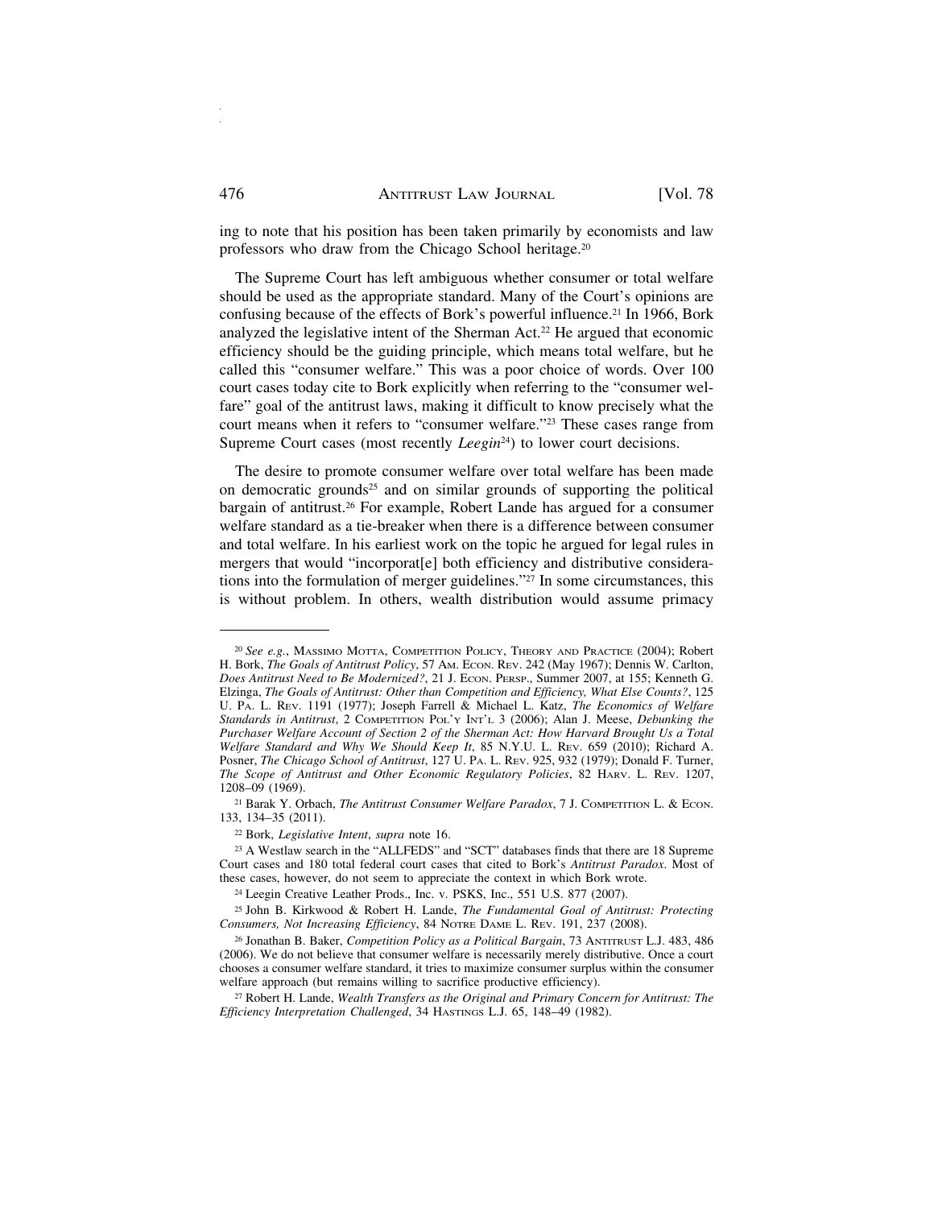ing to note that his position has been taken primarily by economists and law professors who draw from the Chicago School heritage.[20]

The Supreme Court has left ambiguous whether consumer or total welfare should be used as the appropriate standard. Many of the Court's opinions are confusing because of the effects of Bork's powerful influence.[21] In 1966, Bork analyzed the legislative intent of the Sherman Act.[22] He argued that economic efficiency should be the guiding principle, which means total welfare, but he called this "consumer welfare." This was a poor choice of words. Over 100 court cases today cite to Bork explicitly when referring to the "consumer welfare" goal of the antitrust laws, making it difficult to know precisely what the court means when it refers to "consumer welfare."[23] These cases range from Supreme Court cases (most recently *Leegin*[24]) to lower court decisions.

The desire to promote consumer welfare over total welfare has been made on democratic grounds[25] and on similar grounds of supporting the political bargain of antitrust.[26] For example, Robert Lande has argued for a consumer welfare standard as a tie-breaker when there is a difference between consumer and total welfare. In his earliest work on the topic he argued for legal rules in mergers that would "incorporat[e] both efficiency and distributive considerations into the formulation of merger guidelines."[27] In some circumstances, this is without problem. In others, wealth distribution would assume primacy

---

[20] *See e.g.*, Massimo Motta, Competition Policy, Theory and Practice (2004); Robert H. Bork, *The Goals of Antitrust Policy*, 57 Am. Econ. Rev. 242 (May 1967); Dennis W. Carlton, *Does Antitrust Need to Be Modernized?*, 21 J. Econ. Persp., Summer 2007, at 155; Kenneth G. Elzinga, *The Goals of Antitrust: Other than Competition and Efficiency, What Else Counts?*, 125 U. Pa. L. Rev. 1191 (1977); Joseph Farrell & Michael L. Katz, *The Economics of Welfare Standards in Antitrust*, 2 Competition Pol'y Int'l 3 (2006); Alan J. Meese, *Debunking the Purchaser Welfare Account of Section 2 of the Sherman Act: How Harvard Brought Us a Total Welfare Standard and Why We Should Keep It*, 85 N.Y.U. L. Rev. 659 (2010); Richard A. Posner, *The Chicago School of Antitrust*, 127 U. Pa. L. Rev. 925, 932 (1979); Donald F. Turner, *The Scope of Antitrust and Other Economic Regulatory Policies*, 82 Harv. L. Rev. 1207, 1208–09 (1969).

[21] Barak Y. Orbach, *The Antitrust Consumer Welfare Paradox*, 7 J. Competition L. & Econ. 133, 134–35 (2011).

[22] Bork, *Legislative Intent*, *supra* note 16.

[23] A Westlaw search in the "ALLFEDS" and "SCT" databases finds that there are 18 Supreme Court cases and 180 total federal court cases that cited to Bork's *Antitrust Paradox*. Most of these cases, however, do not seem to appreciate the context in which Bork wrote.

[24] Leegin Creative Leather Prods., Inc. v. PSKS, Inc., 551 U.S. 877 (2007).

[25] John B. Kirkwood & Robert H. Lande, *The Fundamental Goal of Antitrust: Protecting Consumers, Not Increasing Efficiency*, 84 Notre Dame L. Rev. 191, 237 (2008).

[26] Jonathan B. Baker, *Competition Policy as a Political Bargain*, 73 Antitrust L.J. 483, 486 (2006). We do not believe that consumer welfare is necessarily merely distributive. Once a court chooses a consumer welfare standard, it tries to maximize consumer surplus within the consumer welfare approach (but remains willing to sacrifice productive efficiency).

[27] Robert H. Lande, *Wealth Transfers as the Original and Primary Concern for Antitrust: The Efficiency Interpretation Challenged*, 34 Hastings L.J. 65, 148–49 (1982).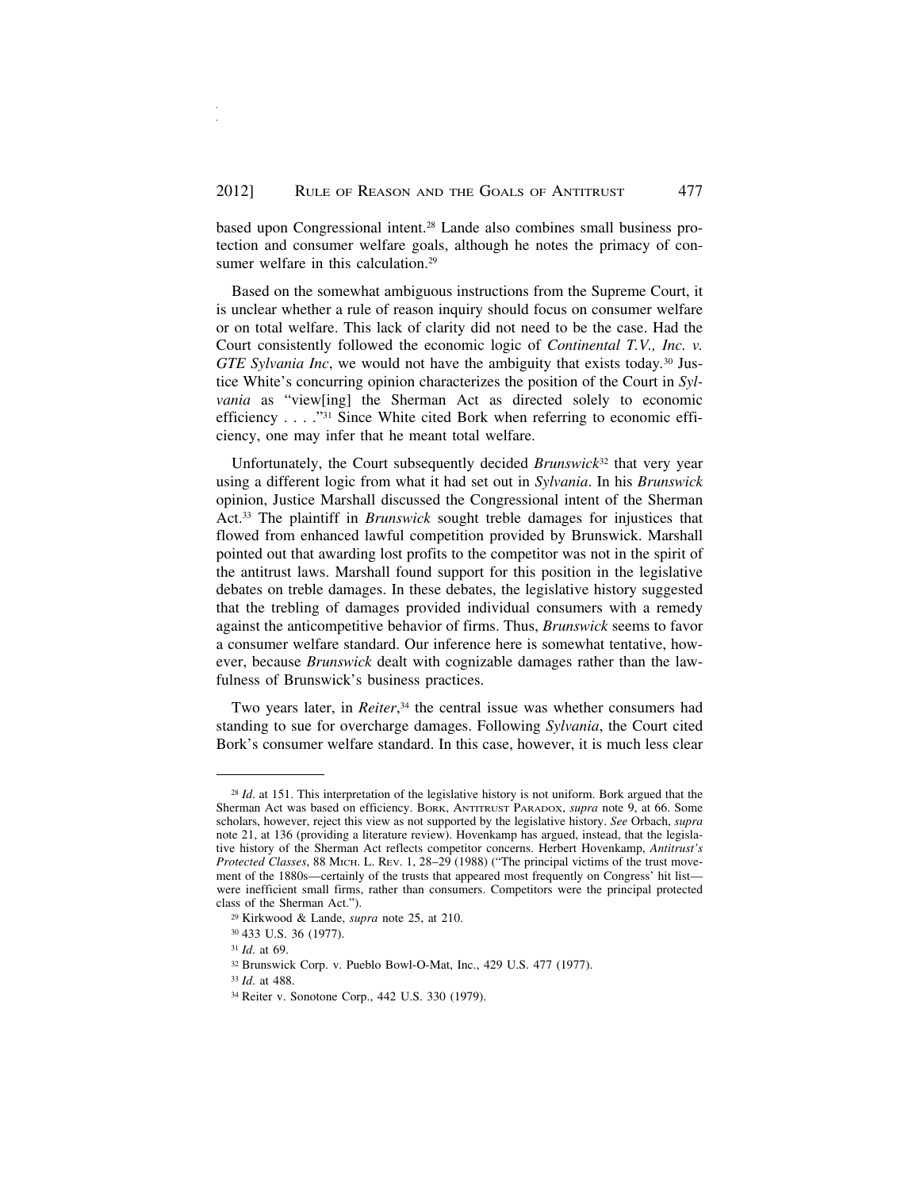based upon Congressional intent.[28] Lande also combines small business protection and consumer welfare goals, although he notes the primacy of consumer welfare in this calculation.[29]

Based on the somewhat ambiguous instructions from the Supreme Court, it is unclear whether a rule of reason inquiry should focus on consumer welfare or on total welfare. This lack of clarity did not need to be the case. Had the Court consistently followed the economic logic of *Continental T.V., Inc. v. GTE Sylvania Inc*, we would not have the ambiguity that exists today.[30] Justice White's concurring opinion characterizes the position of the Court in *Sylvania* as "view[ing] the Sherman Act as directed solely to economic efficiency . . . ."[31] Since White cited Bork when referring to economic efficiency, one may infer that he meant total welfare.

Unfortunately, the Court subsequently decided *Brunswick*[32] that very year using a different logic from what it had set out in *Sylvania*. In his *Brunswick* opinion, Justice Marshall discussed the Congressional intent of the Sherman Act.[33] The plaintiff in *Brunswick* sought treble damages for injustices that flowed from enhanced lawful competition provided by Brunswick. Marshall pointed out that awarding lost profits to the competitor was not in the spirit of the antitrust laws. Marshall found support for this position in the legislative debates on treble damages. In these debates, the legislative history suggested that the trebling of damages provided individual consumers with a remedy against the anticompetitive behavior of firms. Thus, *Brunswick* seems to favor a consumer welfare standard. Our inference here is somewhat tentative, however, because *Brunswick* dealt with cognizable damages rather than the lawfulness of Brunswick's business practices.

Two years later, in *Reiter*,[34] the central issue was whether consumers had standing to sue for overcharge damages. Following *Sylvania*, the Court cited Bork's consumer welfare standard. In this case, however, it is much less clear

---

[28] *Id*. at 151. This interpretation of the legislative history is not uniform. Bork argued that the Sherman Act was based on efficiency. BORK, ANTITRUST PARADOX, *supra* note 9, at 66. Some scholars, however, reject this view as not supported by the legislative history. *See* Orbach, *supra* note 21, at 136 (providing a literature review). Hovenkamp has argued, instead, that the legislative history of the Sherman Act reflects competitor concerns. Herbert Hovenkamp, *Antitrust's Protected Classes*, 88 MICH. L. REV. 1, 28–29 (1988) ("The principal victims of the trust movement of the 1880s—certainly of the trusts that appeared most frequently on Congress' hit list—were inefficient small firms, rather than consumers. Competitors were the principal protected class of the Sherman Act.").

[29] Kirkwood & Lande, *supra* note 25, at 210.

[30] 433 U.S. 36 (1977).

[31] *Id*. at 69.

[32] Brunswick Corp. v. Pueblo Bowl-O-Mat, Inc., 429 U.S. 477 (1977).

[33] *Id*. at 488.

[34] Reiter v. Sonotone Corp., 442 U.S. 330 (1979).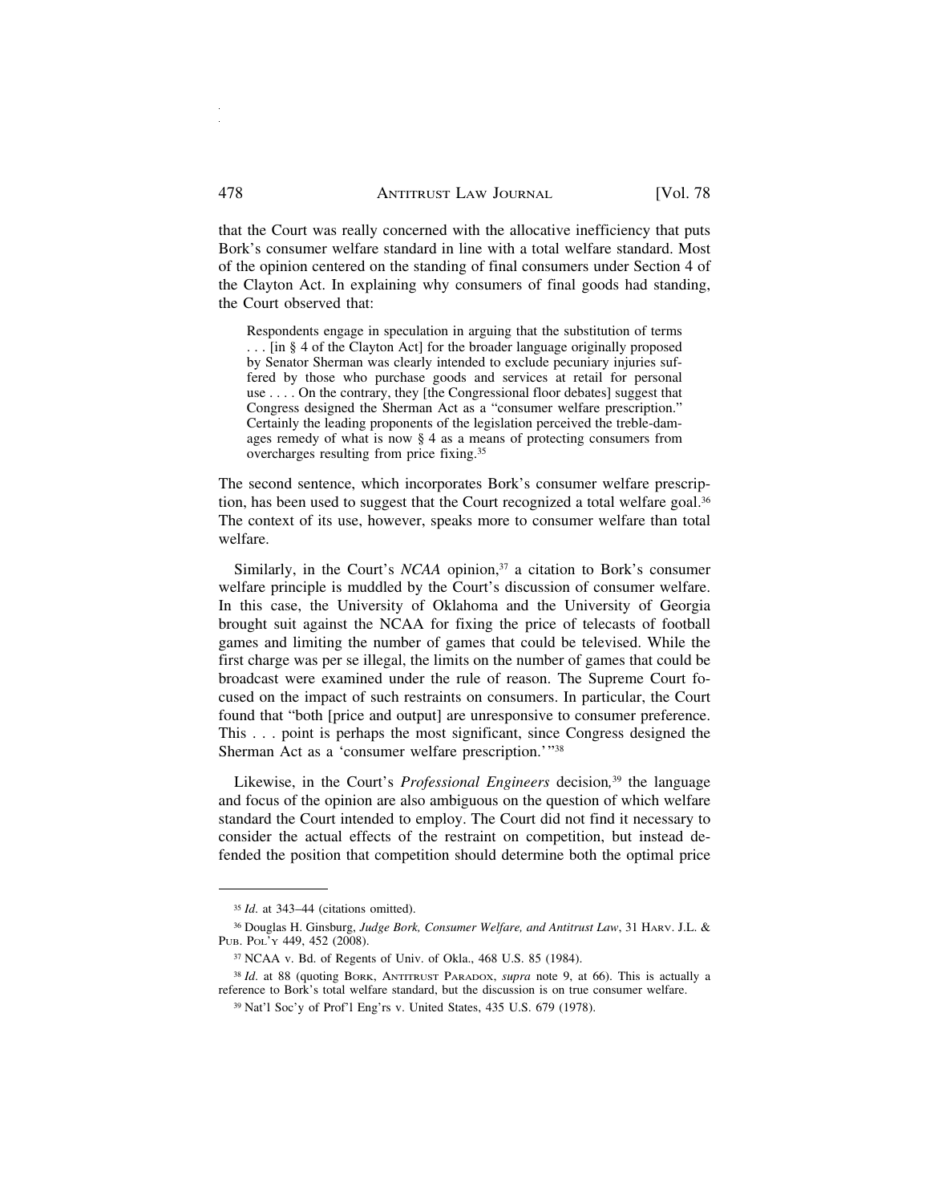that the Court was really concerned with the allocative inefficiency that puts Bork's consumer welfare standard in line with a total welfare standard. Most of the opinion centered on the standing of final consumers under Section 4 of the Clayton Act. In explaining why consumers of final goods had standing, the Court observed that:

> Respondents engage in speculation in arguing that the substitution of terms . . . [in § 4 of the Clayton Act] for the broader language originally proposed by Senator Sherman was clearly intended to exclude pecuniary injuries suffered by those who purchase goods and services at retail for personal use . . . . On the contrary, they [the Congressional floor debates] suggest that Congress designed the Sherman Act as a "consumer welfare prescription." Certainly the leading proponents of the legislation perceived the treble-damages remedy of what is now § 4 as a means of protecting consumers from overcharges resulting from price fixing.[35]

The second sentence, which incorporates Bork's consumer welfare prescription, has been used to suggest that the Court recognized a total welfare goal.[36] The context of its use, however, speaks more to consumer welfare than total welfare.

Similarly, in the Court's *NCAA* opinion,[37] a citation to Bork's consumer welfare principle is muddled by the Court's discussion of consumer welfare. In this case, the University of Oklahoma and the University of Georgia brought suit against the NCAA for fixing the price of telecasts of football games and limiting the number of games that could be televised. While the first charge was per se illegal, the limits on the number of games that could be broadcast were examined under the rule of reason. The Supreme Court focused on the impact of such restraints on consumers. In particular, the Court found that "both [price and output] are unresponsive to consumer preference. This . . . point is perhaps the most significant, since Congress designed the Sherman Act as a 'consumer welfare prescription.'"[38]

Likewise, in the Court's *Professional Engineers* decision,[39] the language and focus of the opinion are also ambiguous on the question of which welfare standard the Court intended to employ. The Court did not find it necessary to consider the actual effects of the restraint on competition, but instead defended the position that competition should determine both the optimal price

---

[35] *Id.* at 343–44 (citations omitted).

[36] Douglas H. Ginsburg, *Judge Bork, Consumer Welfare, and Antitrust Law*, 31 HARV. J.L. & PUB. POL'Y 449, 452 (2008).

[37] NCAA v. Bd. of Regents of Univ. of Okla., 468 U.S. 85 (1984).

[38] *Id.* at 88 (quoting BORK, ANTITRUST PARADOX, *supra* note 9, at 66). This is actually a reference to Bork's total welfare standard, but the discussion is on true consumer welfare.

[39] Nat'l Soc'y of Prof'l Eng'rs v. United States, 435 U.S. 679 (1978).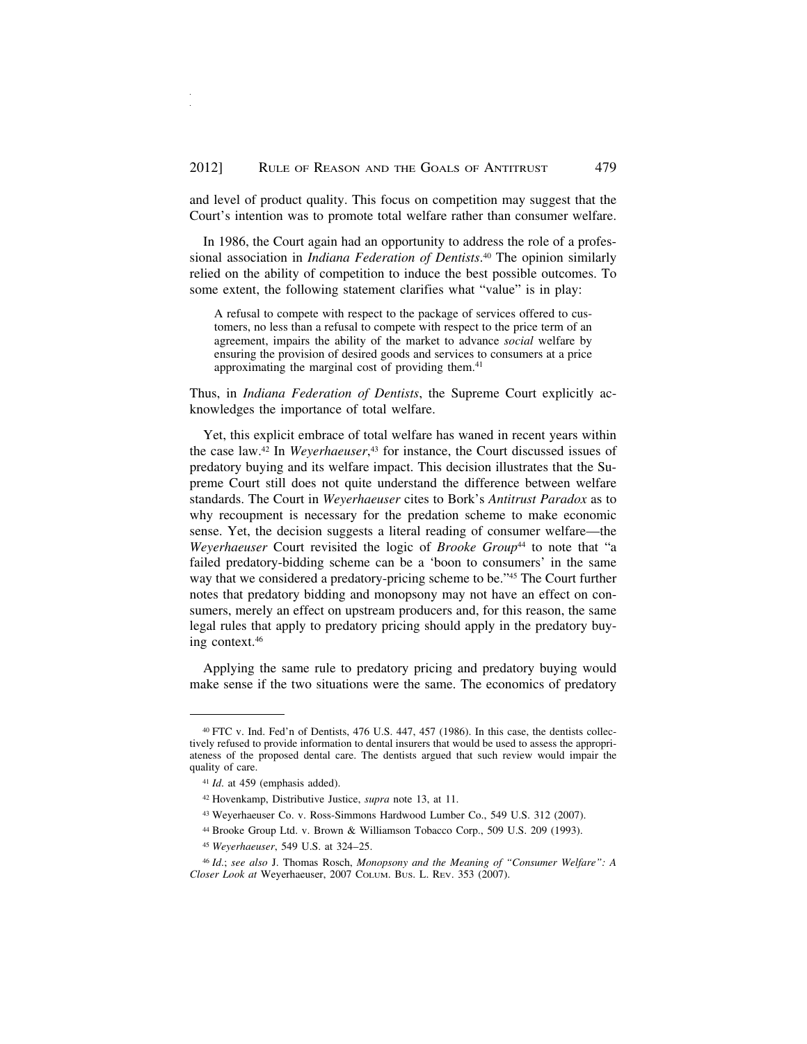and level of product quality. This focus on competition may suggest that the Court's intention was to promote total welfare rather than consumer welfare.

In 1986, the Court again had an opportunity to address the role of a professional association in *Indiana Federation of Dentists*.[40] The opinion similarly relied on the ability of competition to induce the best possible outcomes. To some extent, the following statement clarifies what "value" is in play:

> A refusal to compete with respect to the package of services offered to customers, no less than a refusal to compete with respect to the price term of an agreement, impairs the ability of the market to advance *social* welfare by ensuring the provision of desired goods and services to consumers at a price approximating the marginal cost of providing them.[41]

Thus, in *Indiana Federation of Dentists*, the Supreme Court explicitly acknowledges the importance of total welfare.

Yet, this explicit embrace of total welfare has waned in recent years within the case law.[42] In *Weyerhaeuser*,[43] for instance, the Court discussed issues of predatory buying and its welfare impact. This decision illustrates that the Supreme Court still does not quite understand the difference between welfare standards. The Court in *Weyerhaeuser* cites to Bork's *Antitrust Paradox* as to why recoupment is necessary for the predation scheme to make economic sense. Yet, the decision suggests a literal reading of consumer welfare—the *Weyerhaeuser* Court revisited the logic of *Brooke Group*[44] to note that "a failed predatory-bidding scheme can be a 'boon to consumers' in the same way that we considered a predatory-pricing scheme to be."[45] The Court further notes that predatory bidding and monopsony may not have an effect on consumers, merely an effect on upstream producers and, for this reason, the same legal rules that apply to predatory pricing should apply in the predatory buying context.[46]

Applying the same rule to predatory pricing and predatory buying would make sense if the two situations were the same. The economics of predatory

---

[40] FTC v. Ind. Fed'n of Dentists, 476 U.S. 447, 457 (1986). In this case, the dentists collectively refused to provide information to dental insurers that would be used to assess the appropriateness of the proposed dental care. The dentists argued that such review would impair the quality of care.

[41] *Id*. at 459 (emphasis added).

[42] Hovenkamp, Distributive Justice, *supra* note 13, at 11.

[43] Weyerhaeuser Co. v. Ross-Simmons Hardwood Lumber Co., 549 U.S. 312 (2007).

[44] Brooke Group Ltd. v. Brown & Williamson Tobacco Corp., 509 U.S. 209 (1993).

[45] *Weyerhaeuser*, 549 U.S. at 324–25.

[46] *Id*.; *see also* J. Thomas Rosch, *Monopsony and the Meaning of "Consumer Welfare": A Closer Look at* Weyerhaeuser, 2007 COLUM. BUS. L. REV. 353 (2007).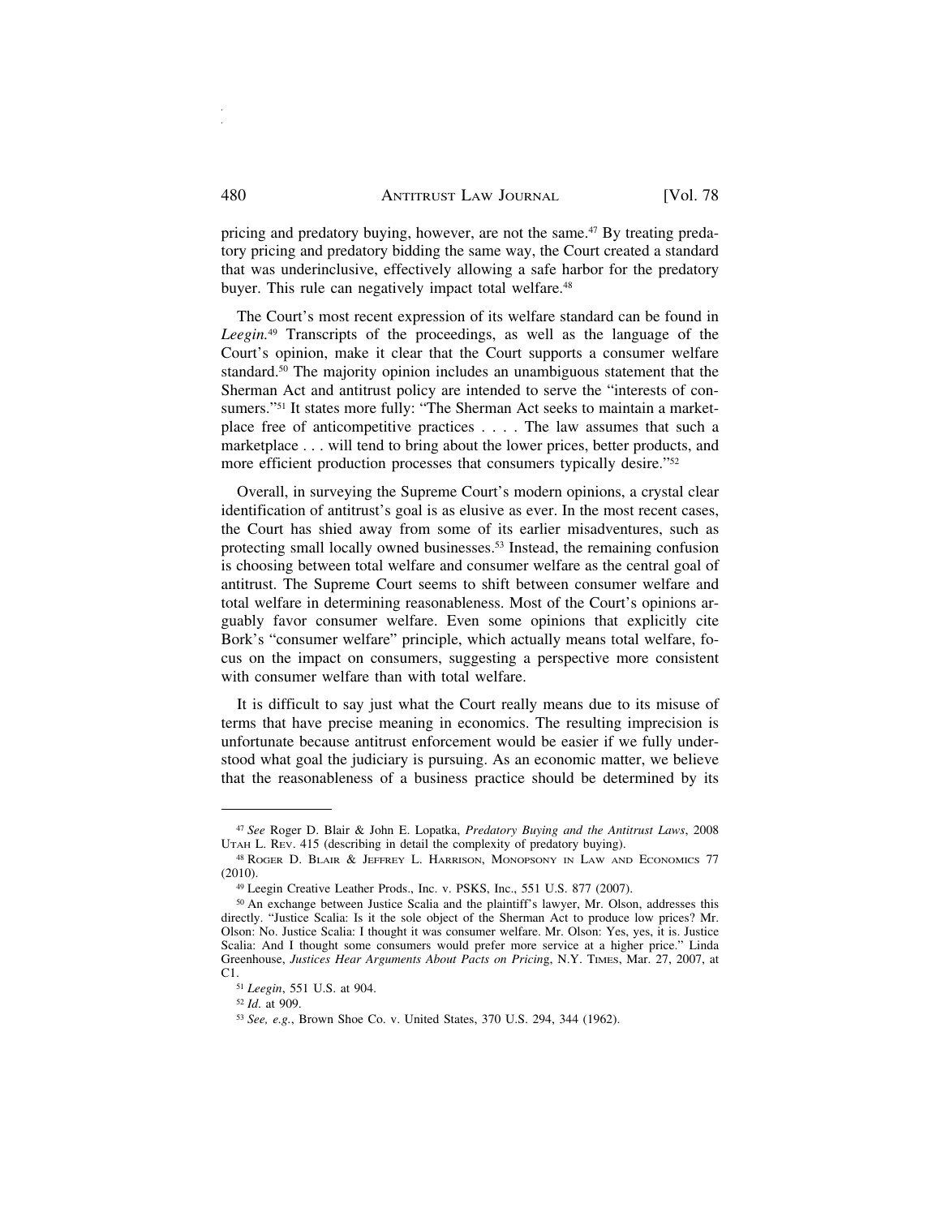pricing and predatory buying, however, are not the same.[47] By treating predatory pricing and predatory bidding the same way, the Court created a standard that was underinclusive, effectively allowing a safe harbor for the predatory buyer. This rule can negatively impact total welfare.[48]

The Court's most recent expression of its welfare standard can be found in *Leegin.*[49] Transcripts of the proceedings, as well as the language of the Court's opinion, make it clear that the Court supports a consumer welfare standard.[50] The majority opinion includes an unambiguous statement that the Sherman Act and antitrust policy are intended to serve the "interests of consumers."[51] It states more fully: "The Sherman Act seeks to maintain a marketplace free of anticompetitive practices . . . . The law assumes that such a marketplace . . . will tend to bring about the lower prices, better products, and more efficient production processes that consumers typically desire."[52]

Overall, in surveying the Supreme Court's modern opinions, a crystal clear identification of antitrust's goal is as elusive as ever. In the most recent cases, the Court has shied away from some of its earlier misadventures, such as protecting small locally owned businesses.[53] Instead, the remaining confusion is choosing between total welfare and consumer welfare as the central goal of antitrust. The Supreme Court seems to shift between consumer welfare and total welfare in determining reasonableness. Most of the Court's opinions arguably favor consumer welfare. Even some opinions that explicitly cite Bork's "consumer welfare" principle, which actually means total welfare, focus on the impact on consumers, suggesting a perspective more consistent with consumer welfare than with total welfare.

It is difficult to say just what the Court really means due to its misuse of terms that have precise meaning in economics. The resulting imprecision is unfortunate because antitrust enforcement would be easier if we fully understood what goal the judiciary is pursuing. As an economic matter, we believe that the reasonableness of a business practice should be determined by its

---

[47] *See* Roger D. Blair & John E. Lopatka, *Predatory Buying and the Antitrust Laws*, 2008 UTAH L. REV. 415 (describing in detail the complexity of predatory buying).

[48] ROGER D. BLAIR & JEFFREY L. HARRISON, MONOPSONY IN LAW AND ECONOMICS 77 (2010).

[49] Leegin Creative Leather Prods., Inc. v. PSKS, Inc., 551 U.S. 877 (2007).

[50] An exchange between Justice Scalia and the plaintiff's lawyer, Mr. Olson, addresses this directly. "Justice Scalia: Is it the sole object of the Sherman Act to produce low prices? Mr. Olson: No. Justice Scalia: I thought it was consumer welfare. Mr. Olson: Yes, yes, it is. Justice Scalia: And I thought some consumers would prefer more service at a higher price." Linda Greenhouse, *Justices Hear Arguments About Pacts on Pricing*, N.Y. TIMES, Mar. 27, 2007, at C1.

[51] *Leegin*, 551 U.S. at 904.

[52] *Id.* at 909.

[53] *See, e.g.*, Brown Shoe Co. v. United States, 370 U.S. 294, 344 (1962).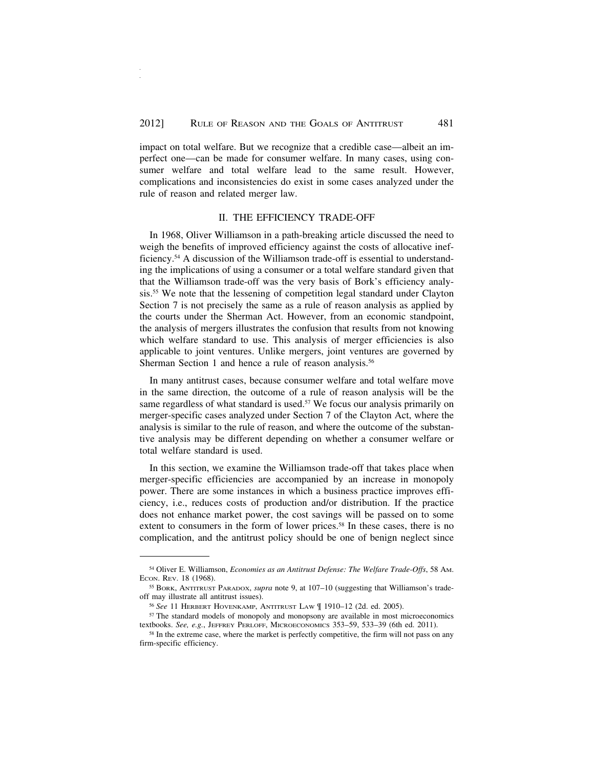impact on total welfare. But we recognize that a credible case—albeit an imperfect one—can be made for consumer welfare. In many cases, using consumer welfare and total welfare lead to the same result. However, complications and inconsistencies do exist in some cases analyzed under the rule of reason and related merger law.

## II. THE EFFICIENCY TRADE-OFF

In 1968, Oliver Williamson in a path-breaking article discussed the need to weigh the benefits of improved efficiency against the costs of allocative inefficiency.[54] A discussion of the Williamson trade-off is essential to understanding the implications of using a consumer or a total welfare standard given that that the Williamson trade-off was the very basis of Bork's efficiency analysis.[55] We note that the lessening of competition legal standard under Clayton Section 7 is not precisely the same as a rule of reason analysis as applied by the courts under the Sherman Act. However, from an economic standpoint, the analysis of mergers illustrates the confusion that results from not knowing which welfare standard to use. This analysis of merger efficiencies is also applicable to joint ventures. Unlike mergers, joint ventures are governed by Sherman Section 1 and hence a rule of reason analysis.[56]

In many antitrust cases, because consumer welfare and total welfare move in the same direction, the outcome of a rule of reason analysis will be the same regardless of what standard is used.[57] We focus our analysis primarily on merger-specific cases analyzed under Section 7 of the Clayton Act, where the analysis is similar to the rule of reason, and where the outcome of the substantive analysis may be different depending on whether a consumer welfare or total welfare standard is used.

In this section, we examine the Williamson trade-off that takes place when merger-specific efficiencies are accompanied by an increase in monopoly power. There are some instances in which a business practice improves efficiency, i.e., reduces costs of production and/or distribution. If the practice does not enhance market power, the cost savings will be passed on to some extent to consumers in the form of lower prices.[58] In these cases, there is no complication, and the antitrust policy should be one of benign neglect since

---

[54] Oliver E. Williamson, *Economies as an Antitrust Defense: The Welfare Trade-Offs*, 58 AM. ECON. REV. 18 (1968).

[55] BORK, ANTITRUST PARADOX, *supra* note 9, at 107–10 (suggesting that Williamson's trade-off may illustrate all antitrust issues).

[56] *See* 11 HERBERT HOVENKAMP, ANTITRUST LAW ¶ 1910–12 (2d. ed. 2005).

[57] The standard models of monopoly and monopsony are available in most microeconomics textbooks. *See, e.g.*, JEFFREY PERLOFF, MICROECONOMICS 353–59, 533–39 (6th ed. 2011).

[58] In the extreme case, where the market is perfectly competitive, the firm will not pass on any firm-specific efficiency.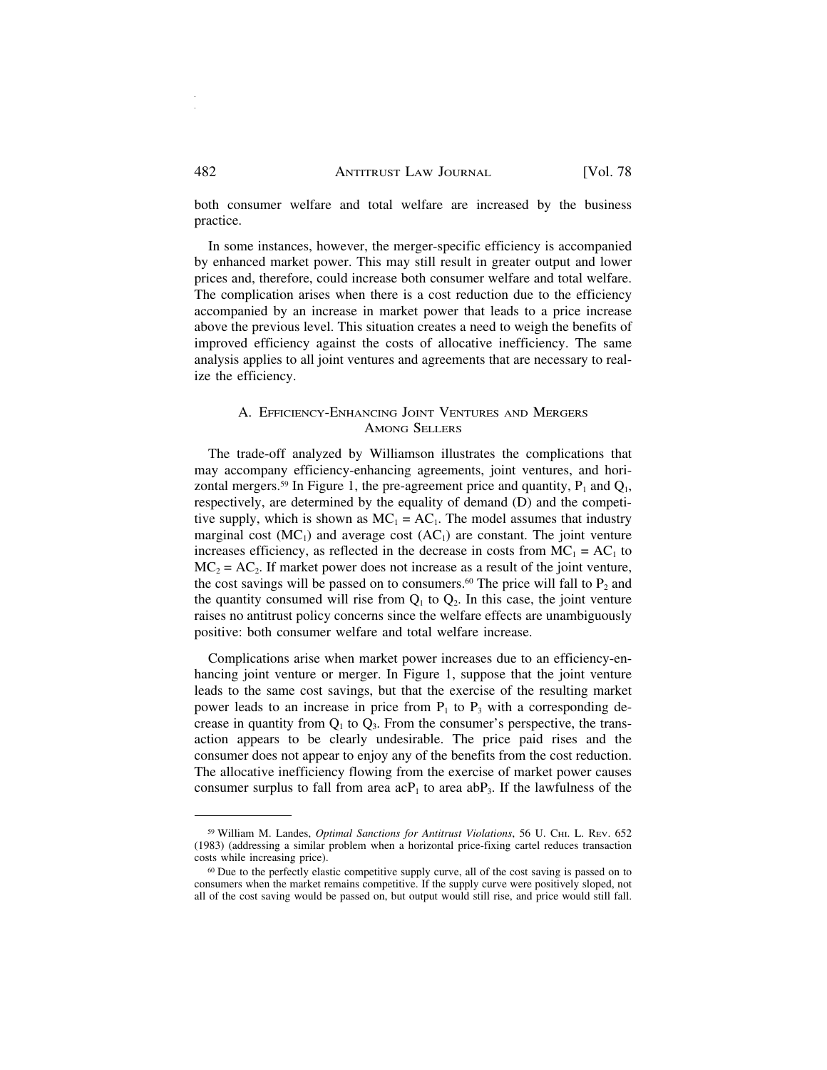both consumer welfare and total welfare are increased by the business practice.

In some instances, however, the merger-specific efficiency is accompanied by enhanced market power. This may still result in greater output and lower prices and, therefore, could increase both consumer welfare and total welfare. The complication arises when there is a cost reduction due to the efficiency accompanied by an increase in market power that leads to a price increase above the previous level. This situation creates a need to weigh the benefits of improved efficiency against the costs of allocative inefficiency. The same analysis applies to all joint ventures and agreements that are necessary to realize the efficiency.

### A. Efficiency-Enhancing Joint Ventures and Mergers Among Sellers

The trade-off analyzed by Williamson illustrates the complications that may accompany efficiency-enhancing agreements, joint ventures, and horizontal mergers.[59] In Figure 1, the pre-agreement price and quantity, $P_1$ and $Q_1$, respectively, are determined by the equality of demand (D) and the competitive supply, which is shown as $MC_1 = AC_1$. The model assumes that industry marginal cost ($MC_1$) and average cost ($AC_1$) are constant. The joint venture increases efficiency, as reflected in the decrease in costs from $MC_1 = AC_1$ to $MC_2 = AC_2$. If market power does not increase as a result of the joint venture, the cost savings will be passed on to consumers.[60] The price will fall to $P_2$ and the quantity consumed will rise from $Q_1$ to $Q_2$. In this case, the joint venture raises no antitrust policy concerns since the welfare effects are unambiguously positive: both consumer welfare and total welfare increase.

Complications arise when market power increases due to an efficiency-enhancing joint venture or merger. In Figure 1, suppose that the joint venture leads to the same cost savings, but that the exercise of the resulting market power leads to an increase in price from $P_1$ to $P_3$ with a corresponding decrease in quantity from $Q_1$ to $Q_3$. From the consumer's perspective, the transaction appears to be clearly undesirable. The price paid rises and the consumer does not appear to enjoy any of the benefits from the cost reduction. The allocative inefficiency flowing from the exercise of market power causes consumer surplus to fall from area $acP_1$ to area $abP_3$. If the lawfulness of the

---

[59] William M. Landes, *Optimal Sanctions for Antitrust Violations*, 56 U. Chi. L. Rev. 652 (1983) (addressing a similar problem when a horizontal price-fixing cartel reduces transaction costs while increasing price).

[60] Due to the perfectly elastic competitive supply curve, all of the cost saving is passed on to consumers when the market remains competitive. If the supply curve were positively sloped, not all of the cost saving would be passed on, but output would still rise, and price would still fall.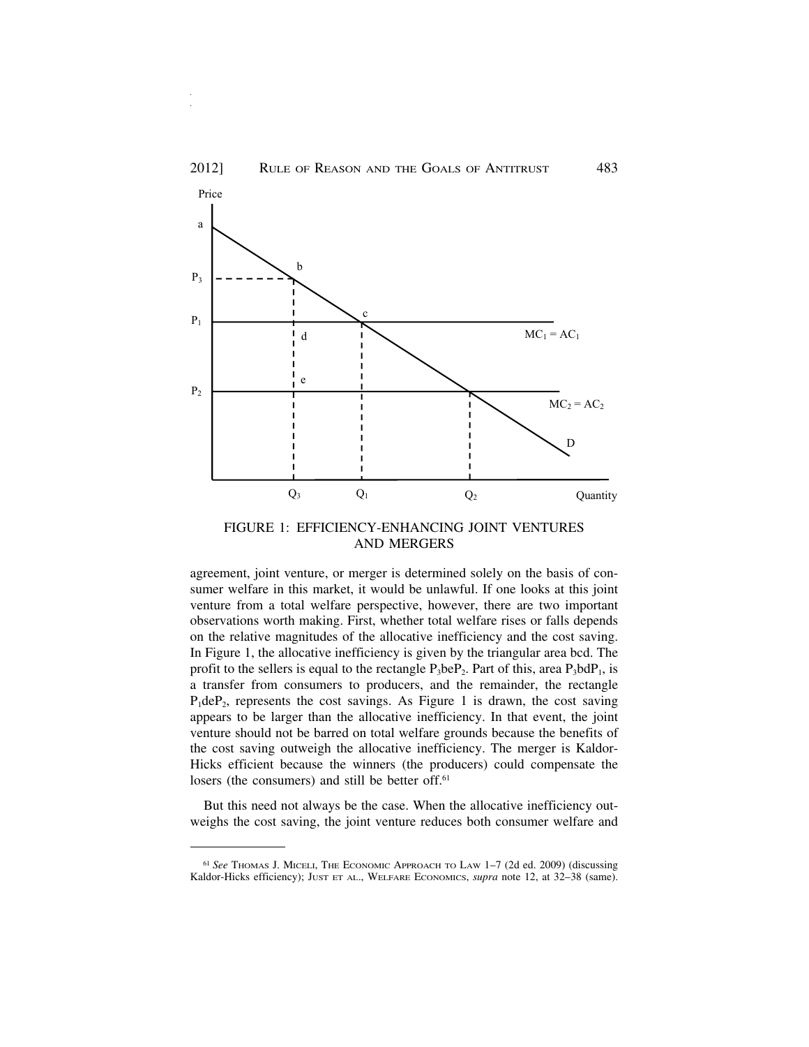FIGURE 1: EFFICIENCY-ENHANCING JOINT VENTURES AND MERGERS

agreement, joint venture, or merger is determined solely on the basis of consumer welfare in this market, it would be unlawful. If one looks at this joint venture from a total welfare perspective, however, there are two important observations worth making. First, whether total welfare rises or falls depends on the relative magnitudes of the allocative inefficiency and the cost saving. In Figure 1, the allocative inefficiency is given by the triangular area bcd. The profit to the sellers is equal to the rectangle $P_3beP_2$. Part of this, area $P_3bdP_1$, is a transfer from consumers to producers, and the remainder, the rectangle $P_1deP_2$, represents the cost savings. As Figure 1 is drawn, the cost saving appears to be larger than the allocative inefficiency. In that event, the joint venture should not be barred on total welfare grounds because the benefits of the cost saving outweigh the allocative inefficiency. The merger is Kaldor-Hicks efficient because the winners (the producers) could compensate the losers (the consumers) and still be better off.[61]

But this need not always be the case. When the allocative inefficiency outweighs the cost saving, the joint venture reduces both consumer welfare and

[61] *See* THOMAS J. MICELI, THE ECONOMIC APPROACH TO LAW 1–7 (2d ed. 2009) (discussing Kaldor-Hicks efficiency); JUST ET AL., WELFARE ECONOMICS, *supra* note 12, at 32–38 (same).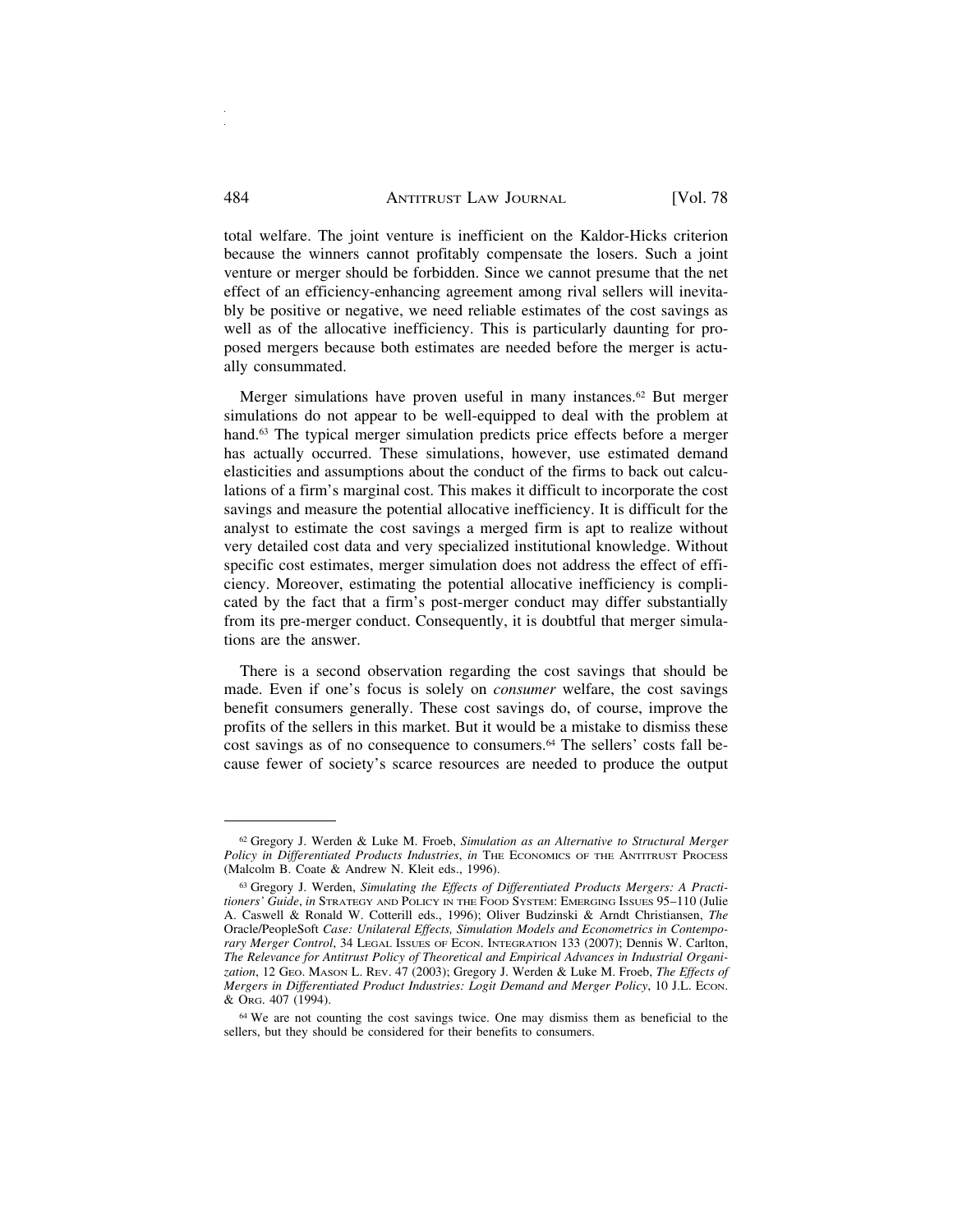total welfare. The joint venture is inefficient on the Kaldor-Hicks criterion because the winners cannot profitably compensate the losers. Such a joint venture or merger should be forbidden. Since we cannot presume that the net effect of an efficiency-enhancing agreement among rival sellers will inevitably be positive or negative, we need reliable estimates of the cost savings as well as of the allocative inefficiency. This is particularly daunting for proposed mergers because both estimates are needed before the merger is actually consummated.

Merger simulations have proven useful in many instances.[62] But merger simulations do not appear to be well-equipped to deal with the problem at hand.[63] The typical merger simulation predicts price effects before a merger has actually occurred. These simulations, however, use estimated demand elasticities and assumptions about the conduct of the firms to back out calculations of a firm's marginal cost. This makes it difficult to incorporate the cost savings and measure the potential allocative inefficiency. It is difficult for the analyst to estimate the cost savings a merged firm is apt to realize without very detailed cost data and very specialized institutional knowledge. Without specific cost estimates, merger simulation does not address the effect of efficiency. Moreover, estimating the potential allocative inefficiency is complicated by the fact that a firm's post-merger conduct may differ substantially from its pre-merger conduct. Consequently, it is doubtful that merger simulations are the answer.

There is a second observation regarding the cost savings that should be made. Even if one's focus is solely on *consumer* welfare, the cost savings benefit consumers generally. These cost savings do, of course, improve the profits of the sellers in this market. But it would be a mistake to dismiss these cost savings as of no consequence to consumers.[64] The sellers' costs fall because fewer of society's scarce resources are needed to produce the output

---

[62] Gregory J. Werden & Luke M. Froeb, *Simulation as an Alternative to Structural Merger Policy in Differentiated Products Industries*, *in* THE ECONOMICS OF THE ANTITRUST PROCESS (Malcolm B. Coate & Andrew N. Kleit eds., 1996).

[63] Gregory J. Werden, *Simulating the Effects of Differentiated Products Mergers: A Practitioners' Guide*, *in* STRATEGY AND POLICY IN THE FOOD SYSTEM: EMERGING ISSUES 95–110 (Julie A. Caswell & Ronald W. Cotterill eds., 1996); Oliver Budzinski & Arndt Christiansen, *The* Oracle/PeopleSoft *Case: Unilateral Effects, Simulation Models and Econometrics in Contemporary Merger Control*, 34 LEGAL ISSUES OF ECON. INTEGRATION 133 (2007); Dennis W. Carlton, *The Relevance for Antitrust Policy of Theoretical and Empirical Advances in Industrial Organization*, 12 GEO. MASON L. REV. 47 (2003); Gregory J. Werden & Luke M. Froeb, *The Effects of Mergers in Differentiated Product Industries: Logit Demand and Merger Policy*, 10 J.L. ECON. & ORG. 407 (1994).

[64] We are not counting the cost savings twice. One may dismiss them as beneficial to the sellers, but they should be considered for their benefits to consumers.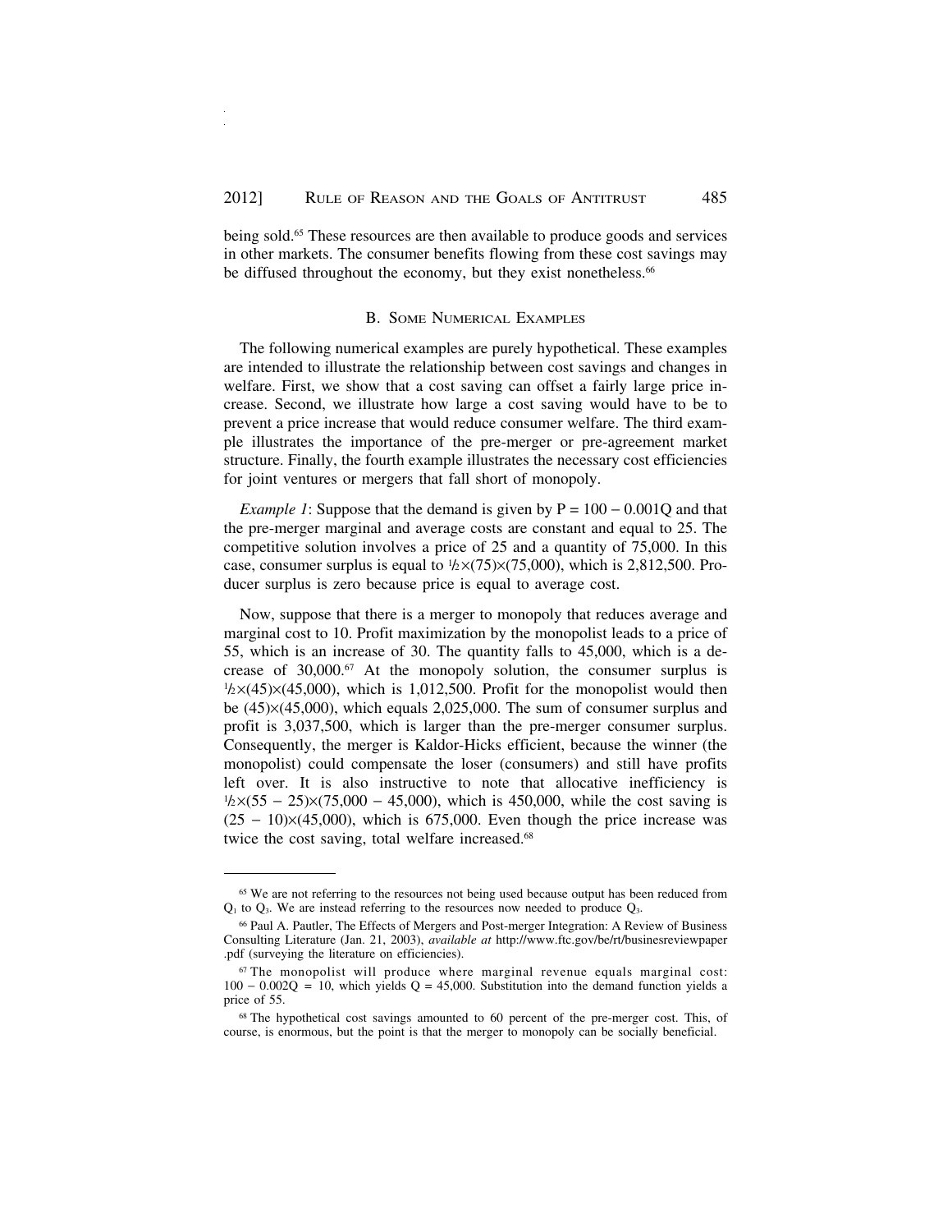being sold.[65] These resources are then available to produce goods and services in other markets. The consumer benefits flowing from these cost savings may be diffused throughout the economy, but they exist nonetheless.[66]

## B. Some Numerical Examples

The following numerical examples are purely hypothetical. These examples are intended to illustrate the relationship between cost savings and changes in welfare. First, we show that a cost saving can offset a fairly large price increase. Second, we illustrate how large a cost saving would have to be to prevent a price increase that would reduce consumer welfare. The third example illustrates the importance of the pre-merger or pre-agreement market structure. Finally, the fourth example illustrates the necessary cost efficiencies for joint ventures or mergers that fall short of monopoly.

*Example 1*: Suppose that the demand is given by $P = 100 - 0.001Q$ and that the pre-merger marginal and average costs are constant and equal to 25. The competitive solution involves a price of 25 and a quantity of 75,000. In this case, consumer surplus is equal to $\frac{1}{2}\times(75)\times(75{,}000)$, which is 2,812,500. Producer surplus is zero because price is equal to average cost.

Now, suppose that there is a merger to monopoly that reduces average and marginal cost to 10. Profit maximization by the monopolist leads to a price of 55, which is an increase of 30. The quantity falls to 45,000, which is a decrease of 30,000.[67] At the monopoly solution, the consumer surplus is $\frac{1}{2}\times(45)\times(45{,}000)$, which is 1,012,500. Profit for the monopolist would then be $(45)\times(45{,}000)$, which equals 2,025,000. The sum of consumer surplus and profit is 3,037,500, which is larger than the pre-merger consumer surplus. Consequently, the merger is Kaldor-Hicks efficient, because the winner (the monopolist) could compensate the loser (consumers) and still have profits left over. It is also instructive to note that allocative inefficiency is $\frac{1}{2}\times(55 - 25)\times(75{,}000 - 45{,}000)$, which is 450,000, while the cost saving is $(25 - 10)\times(45{,}000)$, which is 675,000. Even though the price increase was twice the cost saving, total welfare increased.[68]

---

[65] We are not referring to the resources not being used because output has been reduced from $Q_1$ to $Q_3$. We are instead referring to the resources now needed to produce $Q_3$.

[66] Paul A. Pautler, The Effects of Mergers and Post-merger Integration: A Review of Business Consulting Literature (Jan. 21, 2003), *available at* http://www.ftc.gov/be/rt/businesreviewpaper.pdf (surveying the literature on efficiencies).

[67] The monopolist will produce where marginal revenue equals marginal cost: $100 - 0.002Q = 10$, which yields $Q = 45{,}000$. Substitution into the demand function yields a price of 55.

[68] The hypothetical cost savings amounted to 60 percent of the pre-merger cost. This, of course, is enormous, but the point is that the merger to monopoly can be socially beneficial.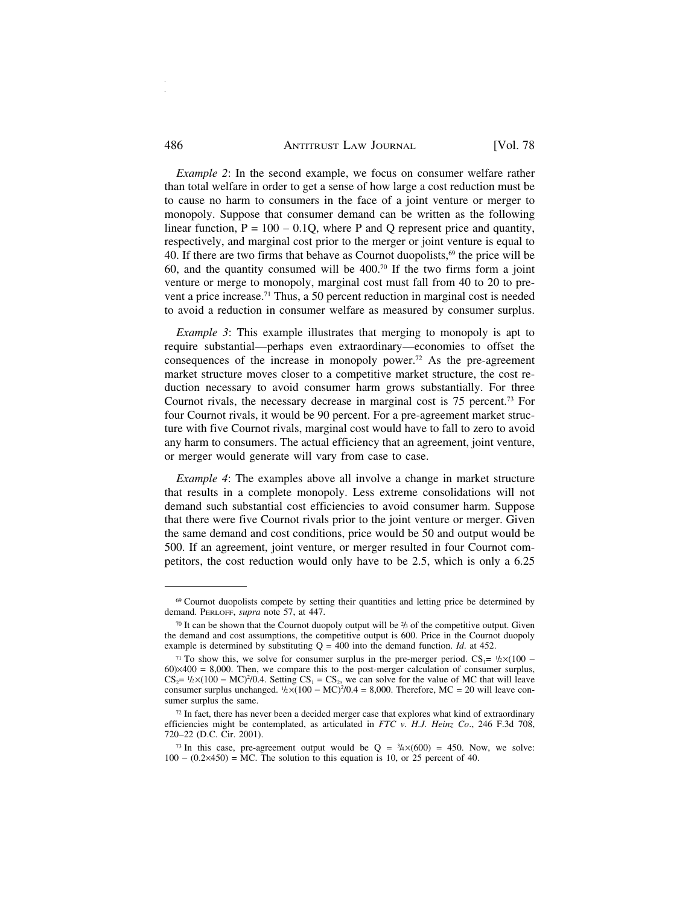*Example 2*: In the second example, we focus on consumer welfare rather than total welfare in order to get a sense of how large a cost reduction must be to cause no harm to consumers in the face of a joint venture or merger to monopoly. Suppose that consumer demand can be written as the following linear function, $P = 100 - 0.1Q$, where P and Q represent price and quantity, respectively, and marginal cost prior to the merger or joint venture is equal to 40. If there are two firms that behave as Cournot duopolists,[69] the price will be 60, and the quantity consumed will be 400.[70] If the two firms form a joint venture or merge to monopoly, marginal cost must fall from 40 to 20 to prevent a price increase.[71] Thus, a 50 percent reduction in marginal cost is needed to avoid a reduction in consumer welfare as measured by consumer surplus.

*Example 3*: This example illustrates that merging to monopoly is apt to require substantial—perhaps even extraordinary—economies to offset the consequences of the increase in monopoly power.[72] As the pre-agreement market structure moves closer to a competitive market structure, the cost reduction necessary to avoid consumer harm grows substantially. For three Cournot rivals, the necessary decrease in marginal cost is 75 percent.[73] For four Cournot rivals, it would be 90 percent. For a pre-agreement market structure with five Cournot rivals, marginal cost would have to fall to zero to avoid any harm to consumers. The actual efficiency that an agreement, joint venture, or merger would generate will vary from case to case.

*Example 4*: The examples above all involve a change in market structure that results in a complete monopoly. Less extreme consolidations will not demand such substantial cost efficiencies to avoid consumer harm. Suppose that there were five Cournot rivals prior to the joint venture or merger. Given the same demand and cost conditions, price would be 50 and output would be 500. If an agreement, joint venture, or merger resulted in four Cournot competitors, the cost reduction would only have to be 2.5, which is only a 6.25

---

[69] Cournot duopolists compete by setting their quantities and letting price be determined by demand. Perloff, *supra* note 57, at 447.

[70] It can be shown that the Cournot duopoly output will be ⅔ of the competitive output. Given the demand and cost assumptions, the competitive output is 600. Price in the Cournot duopoly example is determined by substituting $Q = 400$ into the demand function. *Id*. at 452.

[71] To show this, we solve for consumer surplus in the pre-merger period. $CS_1 = \frac{1}{2} \times (100 - 60) \times 400 = 8{,}000$. Then, we compare this to the post-merger calculation of consumer surplus, $CS_2 = \frac{1}{2} \times (100 - MC)^2 / 0.4$. Setting $CS_1 = CS_2$, we can solve for the value of MC that will leave consumer surplus unchanged. $\frac{1}{2} \times (100 - MC)^2 / 0.4 = 8{,}000$. Therefore, $MC = 20$ will leave consumer surplus the same.

[72] In fact, there has never been a decided merger case that explores what kind of extraordinary efficiencies might be contemplated, as articulated in *FTC v. H.J. Heinz Co*., 246 F.3d 708, 720–22 (D.C. Cir. 2001).

[73] In this case, pre-agreement output would be $Q = \frac{3}{4} \times (600) = 450$. Now, we solve: $100 - (0.2 \times 450) = MC$. The solution to this equation is 10, or 25 percent of 40.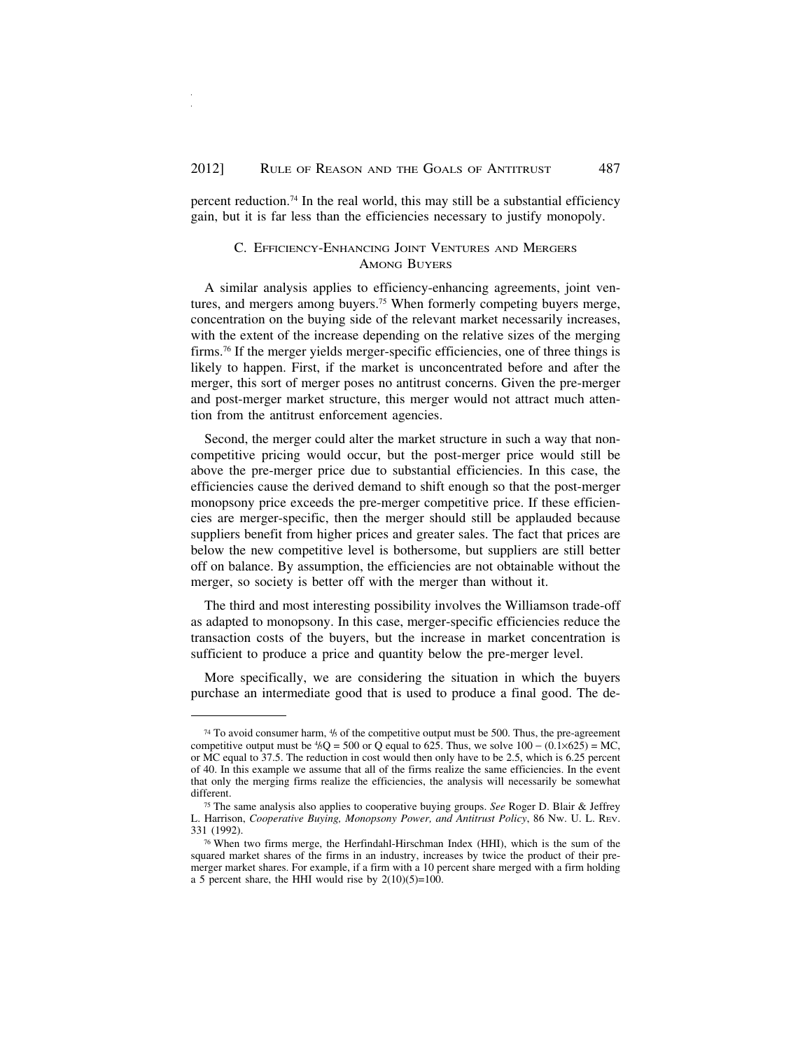percent reduction.[74] In the real world, this may still be a substantial efficiency gain, but it is far less than the efficiencies necessary to justify monopoly.

### C. Efficiency-Enhancing Joint Ventures and Mergers Among Buyers

A similar analysis applies to efficiency-enhancing agreements, joint ventures, and mergers among buyers.[75] When formerly competing buyers merge, concentration on the buying side of the relevant market necessarily increases, with the extent of the increase depending on the relative sizes of the merging firms.[76] If the merger yields merger-specific efficiencies, one of three things is likely to happen. First, if the market is unconcentrated before and after the merger, this sort of merger poses no antitrust concerns. Given the pre-merger and post-merger market structure, this merger would not attract much attention from the antitrust enforcement agencies.

Second, the merger could alter the market structure in such a way that noncompetitive pricing would occur, but the post-merger price would still be above the pre-merger price due to substantial efficiencies. In this case, the efficiencies cause the derived demand to shift enough so that the post-merger monopsony price exceeds the pre-merger competitive price. If these efficiencies are merger-specific, then the merger should still be applauded because suppliers benefit from higher prices and greater sales. The fact that prices are below the new competitive level is bothersome, but suppliers are still better off on balance. By assumption, the efficiencies are not obtainable without the merger, so society is better off with the merger than without it.

The third and most interesting possibility involves the Williamson trade-off as adapted to monopsony. In this case, merger-specific efficiencies reduce the transaction costs of the buyers, but the increase in market concentration is sufficient to produce a price and quantity below the pre-merger level.

More specifically, we are considering the situation in which the buyers purchase an intermediate good that is used to produce a final good. The de-

---

[74] To avoid consumer harm, $\frac{4}{5}$ of the competitive output must be 500. Thus, the pre-agreement competitive output must be $\frac{4}{5}Q = 500$ or Q equal to 625. Thus, we solve $100 - (0.1 \times 625) = MC$, or MC equal to 37.5. The reduction in cost would then only have to be 2.5, which is 6.25 percent of 40. In this example we assume that all of the firms realize the same efficiencies. In the event that only the merging firms realize the efficiencies, the analysis will necessarily be somewhat different.

[75] The same analysis also applies to cooperative buying groups. *See* Roger D. Blair & Jeffrey L. Harrison, *Cooperative Buying, Monopsony Power, and Antitrust Policy*, 86 Nw. U. L. Rev. 331 (1992).

[76] When two firms merge, the Herfindahl-Hirschman Index (HHI), which is the sum of the squared market shares of the firms in an industry, increases by twice the product of their pre-merger market shares. For example, if a firm with a 10 percent share merged with a firm holding a 5 percent share, the HHI would rise by $2(10)(5)=100$.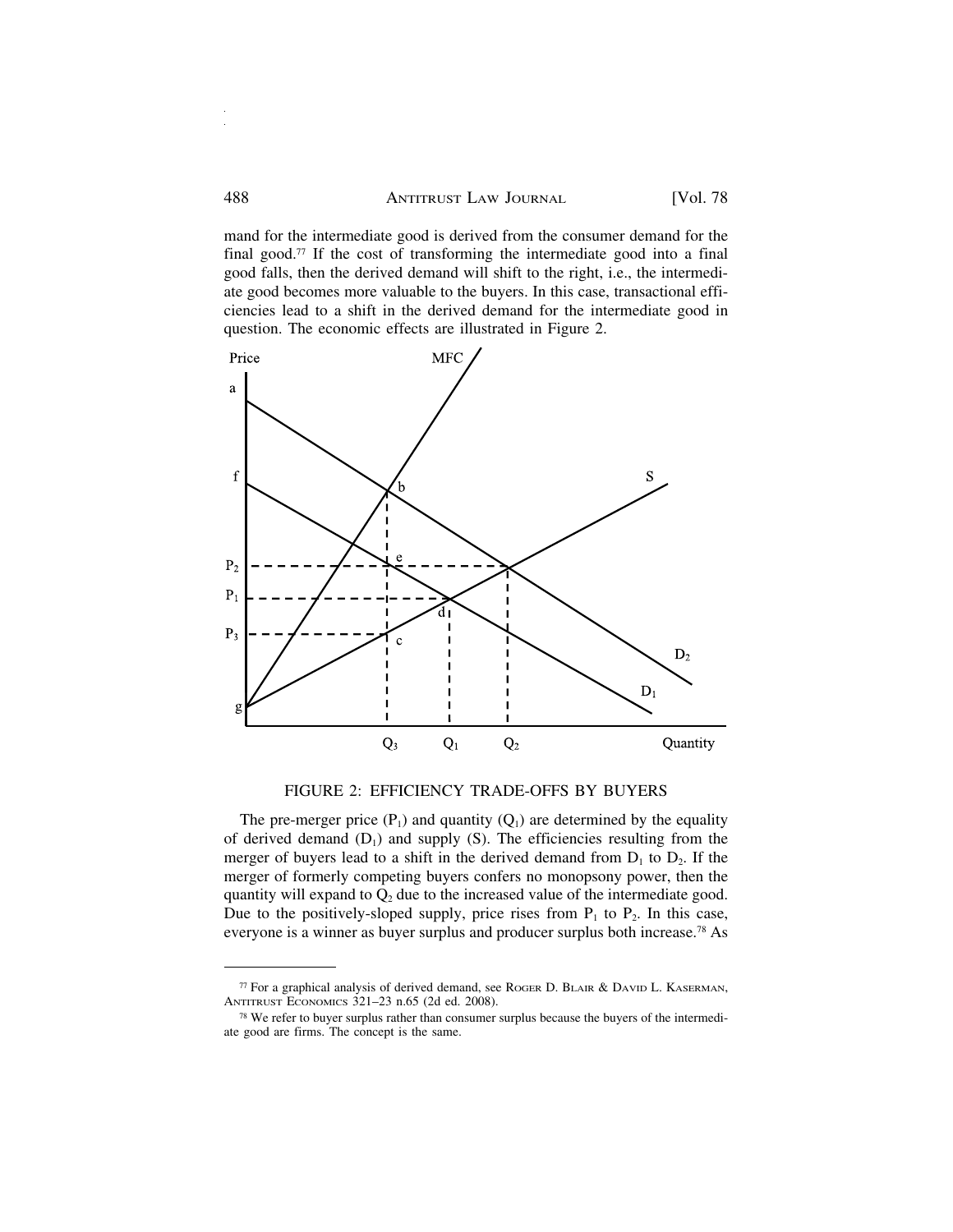mand for the intermediate good is derived from the consumer demand for the final good.[77] If the cost of transforming the intermediate good into a final good falls, then the derived demand will shift to the right, i.e., the intermediate good becomes more valuable to the buyers. In this case, transactional efficiencies lead to a shift in the derived demand for the intermediate good in question. The economic effects are illustrated in Figure 2.

FIGURE 2: EFFICIENCY TRADE-OFFS BY BUYERS

The pre-merger price ($P_1$) and quantity ($Q_1$) are determined by the equality of derived demand ($D_1$) and supply (S). The efficiencies resulting from the merger of buyers lead to a shift in the derived demand from $D_1$ to $D_2$. If the merger of formerly competing buyers confers no monopsony power, then the quantity will expand to $Q_2$ due to the increased value of the intermediate good. Due to the positively-sloped supply, price rises from $P_1$ to $P_2$. In this case, everyone is a winner as buyer surplus and producer surplus both increase.[78] As

[77] For a graphical analysis of derived demand, see Roger D. Blair & David L. Kaserman, Antitrust Economics 321–23 n.65 (2d ed. 2008).

[78] We refer to buyer surplus rather than consumer surplus because the buyers of the intermediate good are firms. The concept is the same.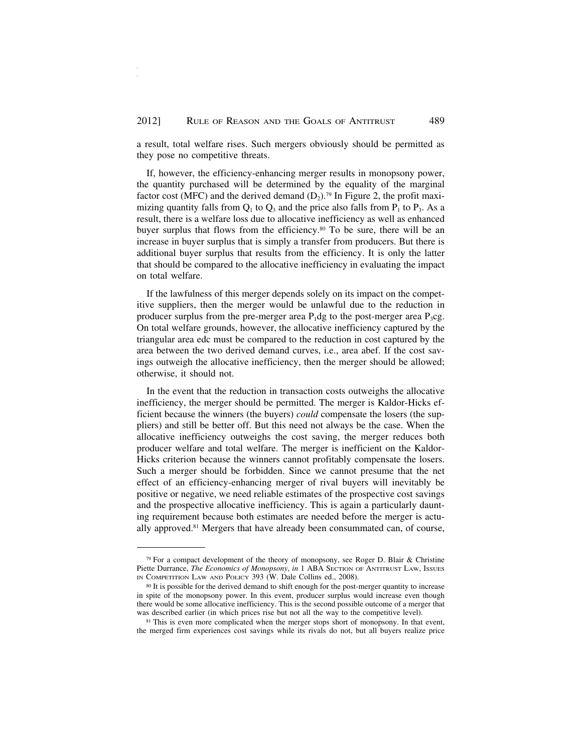a result, total welfare rises. Such mergers obviously should be permitted as they pose no competitive threats.

If, however, the efficiency-enhancing merger results in monopsony power, the quantity purchased will be determined by the equality of the marginal factor cost (MFC) and the derived demand ($D_2$).[79] In Figure 2, the profit maximizing quantity falls from $Q_1$ to $Q_3$ and the price also falls from $P_1$ to $P_3$. As a result, there is a welfare loss due to allocative inefficiency as well as enhanced buyer surplus that flows from the efficiency.[80] To be sure, there will be an increase in buyer surplus that is simply a transfer from producers. But there is additional buyer surplus that results from the efficiency. It is only the latter that should be compared to the allocative inefficiency in evaluating the impact on total welfare.

If the lawfulness of this merger depends solely on its impact on the competitive suppliers, then the merger would be unlawful due to the reduction in producer surplus from the pre-merger area $P_1$dg to the post-merger area $P_3$cg. On total welfare grounds, however, the allocative inefficiency captured by the triangular area edc must be compared to the reduction in cost captured by the area between the two derived demand curves, i.e., area abef. If the cost savings outweigh the allocative inefficiency, then the merger should be allowed; otherwise, it should not.

In the event that the reduction in transaction costs outweighs the allocative inefficiency, the merger should be permitted. The merger is Kaldor-Hicks efficient because the winners (the buyers) *could* compensate the losers (the suppliers) and still be better off. But this need not always be the case. When the allocative inefficiency outweighs the cost saving, the merger reduces both producer welfare and total welfare. The merger is inefficient on the Kaldor-Hicks criterion because the winners cannot profitably compensate the losers. Such a merger should be forbidden. Since we cannot presume that the net effect of an efficiency-enhancing merger of rival buyers will inevitably be positive or negative, we need reliable estimates of the prospective cost savings and the prospective allocative inefficiency. This is again a particularly daunting requirement because both estimates are needed before the merger is actually approved.[81] Mergers that have already been consummated can, of course,

---

[79] For a compact development of the theory of monopsony, see Roger D. Blair & Christine Piette Durrance, *The Economics of Monopsony*, *in* 1 ABA SECTION OF ANTITRUST LAW, ISSUES IN COMPETITION LAW AND POLICY 393 (W. Dale Collins ed., 2008).

[80] It is possible for the derived demand to shift enough for the post-merger quantity to increase in spite of the monopsony power. In this event, producer surplus would increase even though there would be some allocative inefficiency. This is the second possible outcome of a merger that was described earlier (in which prices rise but not all the way to the competitive level).

[81] This is even more complicated when the merger stops short of monopsony. In that event, the merged firm experiences cost savings while its rivals do not, but all buyers realize price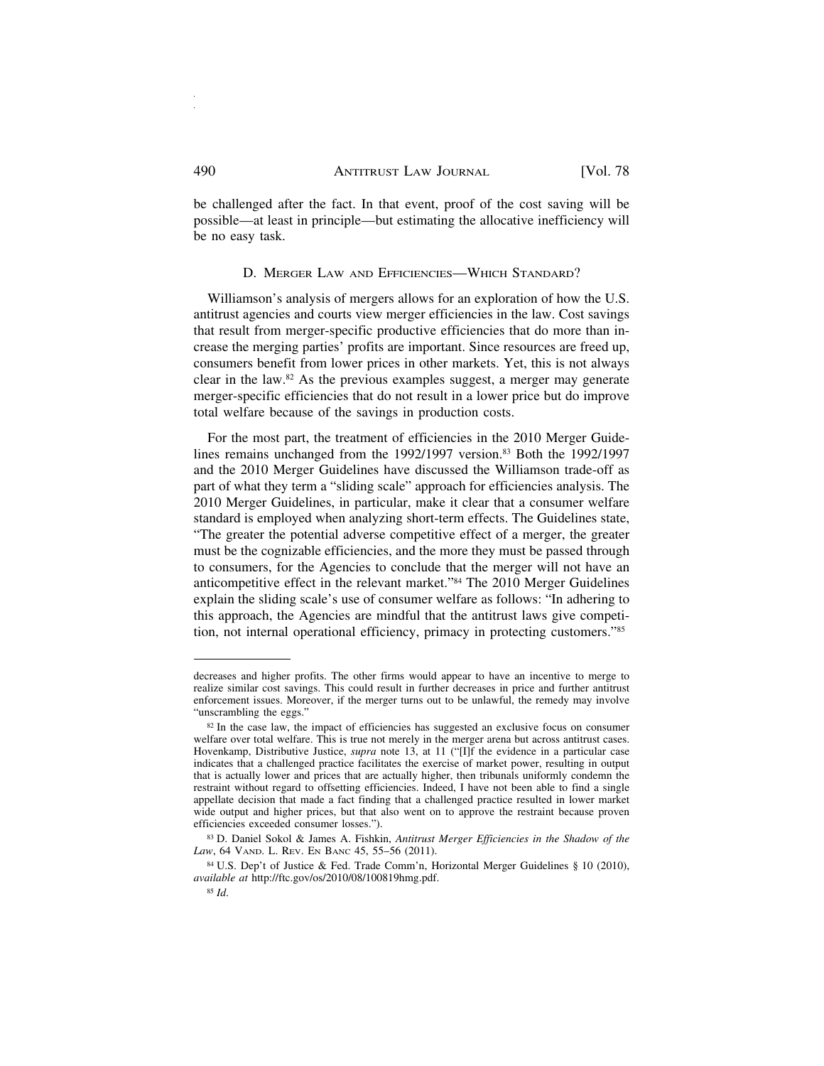be challenged after the fact. In that event, proof of the cost saving will be possible—at least in principle—but estimating the allocative inefficiency will be no easy task.

### D. Merger Law and Efficiencies—Which Standard?

Williamson's analysis of mergers allows for an exploration of how the U.S. antitrust agencies and courts view merger efficiencies in the law. Cost savings that result from merger-specific productive efficiencies that do more than increase the merging parties' profits are important. Since resources are freed up, consumers benefit from lower prices in other markets. Yet, this is not always clear in the law.[82] As the previous examples suggest, a merger may generate merger-specific efficiencies that do not result in a lower price but do improve total welfare because of the savings in production costs.

For the most part, the treatment of efficiencies in the 2010 Merger Guidelines remains unchanged from the 1992/1997 version.[83] Both the 1992/1997 and the 2010 Merger Guidelines have discussed the Williamson trade-off as part of what they term a "sliding scale" approach for efficiencies analysis. The 2010 Merger Guidelines, in particular, make it clear that a consumer welfare standard is employed when analyzing short-term effects. The Guidelines state, "The greater the potential adverse competitive effect of a merger, the greater must be the cognizable efficiencies, and the more they must be passed through to consumers, for the Agencies to conclude that the merger will not have an anticompetitive effect in the relevant market."[84] The 2010 Merger Guidelines explain the sliding scale's use of consumer welfare as follows: "In adhering to this approach, the Agencies are mindful that the antitrust laws give competition, not internal operational efficiency, primacy in protecting customers."[85]

---

decreases and higher profits. The other firms would appear to have an incentive to merge to realize similar cost savings. This could result in further decreases in price and further antitrust enforcement issues. Moreover, if the merger turns out to be unlawful, the remedy may involve "unscrambling the eggs."

[82] In the case law, the impact of efficiencies has suggested an exclusive focus on consumer welfare over total welfare. This is true not merely in the merger arena but across antitrust cases. Hovenkamp, Distributive Justice, *supra* note 13, at 11 ("[I]f the evidence in a particular case indicates that a challenged practice facilitates the exercise of market power, resulting in output that is actually lower and prices that are actually higher, then tribunals uniformly condemn the restraint without regard to offsetting efficiencies. Indeed, I have not been able to find a single appellate decision that made a fact finding that a challenged practice resulted in lower market wide output and higher prices, but that also went on to approve the restraint because proven efficiencies exceeded consumer losses.").

[83] D. Daniel Sokol & James A. Fishkin, *Antitrust Merger Efficiencies in the Shadow of the Law*, 64 Vand. L. Rev. En Banc 45, 55–56 (2011).

[84] U.S. Dep't of Justice & Fed. Trade Comm'n, Horizontal Merger Guidelines § 10 (2010), *available at* http://ftc.gov/os/2010/08/100819hmg.pdf.

[85] *Id.*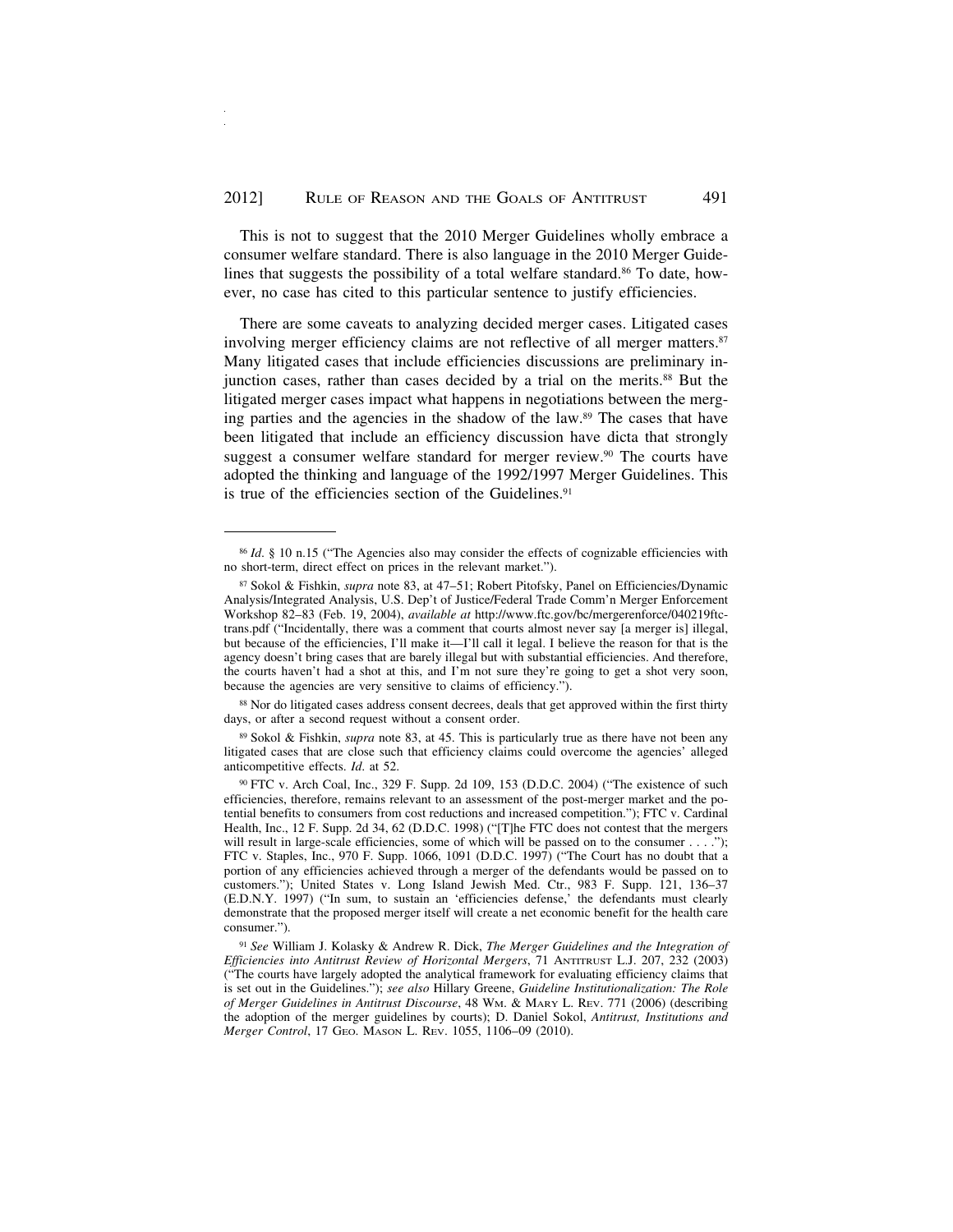This is not to suggest that the 2010 Merger Guidelines wholly embrace a consumer welfare standard. There is also language in the 2010 Merger Guidelines that suggests the possibility of a total welfare standard.[86] To date, however, no case has cited to this particular sentence to justify efficiencies.

There are some caveats to analyzing decided merger cases. Litigated cases involving merger efficiency claims are not reflective of all merger matters.[87] Many litigated cases that include efficiencies discussions are preliminary injunction cases, rather than cases decided by a trial on the merits.[88] But the litigated merger cases impact what happens in negotiations between the merging parties and the agencies in the shadow of the law.[89] The cases that have been litigated that include an efficiency discussion have dicta that strongly suggest a consumer welfare standard for merger review.[90] The courts have adopted the thinking and language of the 1992/1997 Merger Guidelines. This is true of the efficiencies section of the Guidelines.[91]

---

[86] *Id.* § 10 n.15 ("The Agencies also may consider the effects of cognizable efficiencies with no short-term, direct effect on prices in the relevant market.").

[87] Sokol & Fishkin, *supra* note 83, at 47–51; Robert Pitofsky, Panel on Efficiencies/Dynamic Analysis/Integrated Analysis, U.S. Dep't of Justice/Federal Trade Comm'n Merger Enforcement Workshop 82–83 (Feb. 19, 2004), *available at* http://www.ftc.gov/bc/mergerenforce/040219ftctrans.pdf ("Incidentally, there was a comment that courts almost never say [a merger is] illegal, but because of the efficiencies, I'll make it—I'll call it legal. I believe the reason for that is the agency doesn't bring cases that are barely illegal but with substantial efficiencies. And therefore, the courts haven't had a shot at this, and I'm not sure they're going to get a shot very soon, because the agencies are very sensitive to claims of efficiency.").

[88] Nor do litigated cases address consent decrees, deals that get approved within the first thirty days, or after a second request without a consent order.

[89] Sokol & Fishkin, *supra* note 83, at 45. This is particularly true as there have not been any litigated cases that are close such that efficiency claims could overcome the agencies' alleged anticompetitive effects. *Id.* at 52.

[90] FTC v. Arch Coal, Inc., 329 F. Supp. 2d 109, 153 (D.D.C. 2004) ("The existence of such efficiencies, therefore, remains relevant to an assessment of the post-merger market and the potential benefits to consumers from cost reductions and increased competition."); FTC v. Cardinal Health, Inc., 12 F. Supp. 2d 34, 62 (D.D.C. 1998) ("[T]he FTC does not contest that the mergers will result in large-scale efficiencies, some of which will be passed on to the consumer . . . ."); FTC v. Staples, Inc., 970 F. Supp. 1066, 1091 (D.D.C. 1997) ("The Court has no doubt that a portion of any efficiencies achieved through a merger of the defendants would be passed on to customers."); United States v. Long Island Jewish Med. Ctr., 983 F. Supp. 121, 136–37 (E.D.N.Y. 1997) ("In sum, to sustain an 'efficiencies defense,' the defendants must clearly demonstrate that the proposed merger itself will create a net economic benefit for the health care consumer.").

[91] *See* William J. Kolasky & Andrew R. Dick, *The Merger Guidelines and the Integration of Efficiencies into Antitrust Review of Horizontal Mergers*, 71 ANTITRUST L.J. 207, 232 (2003) ("The courts have largely adopted the analytical framework for evaluating efficiency claims that is set out in the Guidelines."); *see also* Hillary Greene, *Guideline Institutionalization: The Role of Merger Guidelines in Antitrust Discourse*, 48 WM. & MARY L. REV. 771 (2006) (describing the adoption of the merger guidelines by courts); D. Daniel Sokol, *Antitrust, Institutions and Merger Control*, 17 GEO. MASON L. REV. 1055, 1106–09 (2010).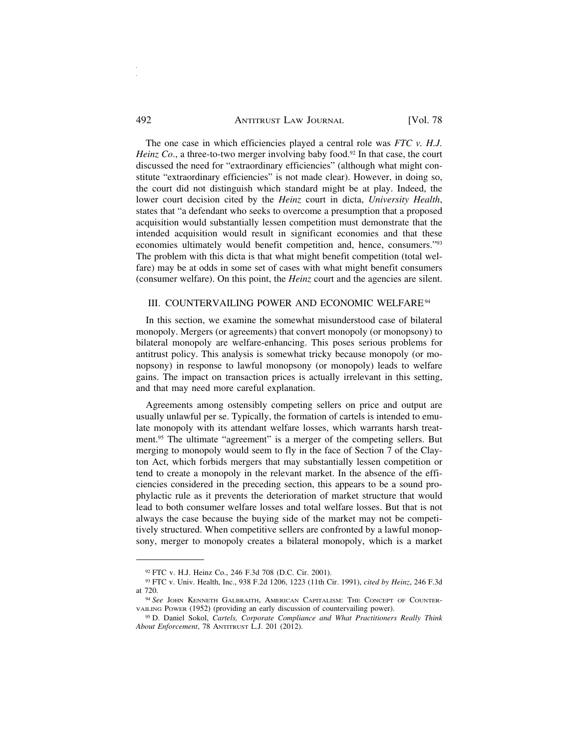The one case in which efficiencies played a central role was *FTC v. H.J. Heinz Co*., a three-to-two merger involving baby food.[92] In that case, the court discussed the need for "extraordinary efficiencies" (although what might constitute "extraordinary efficiencies" is not made clear). However, in doing so, the court did not distinguish which standard might be at play. Indeed, the lower court decision cited by the *Heinz* court in dicta, *University Health*, states that "a defendant who seeks to overcome a presumption that a proposed acquisition would substantially lessen competition must demonstrate that the intended acquisition would result in significant economies and that these economies ultimately would benefit competition and, hence, consumers."[93] The problem with this dicta is that what might benefit competition (total welfare) may be at odds in some set of cases with what might benefit consumers (consumer welfare). On this point, the *Heinz* court and the agencies are silent.

## III. COUNTERVAILING POWER AND ECONOMIC WELFARE[94]

In this section, we examine the somewhat misunderstood case of bilateral monopoly. Mergers (or agreements) that convert monopoly (or monopsony) to bilateral monopoly are welfare-enhancing. This poses serious problems for antitrust policy. This analysis is somewhat tricky because monopoly (or monopsony) in response to lawful monopsony (or monopoly) leads to welfare gains. The impact on transaction prices is actually irrelevant in this setting, and that may need more careful explanation.

Agreements among ostensibly competing sellers on price and output are usually unlawful per se. Typically, the formation of cartels is intended to emulate monopoly with its attendant welfare losses, which warrants harsh treatment.[95] The ultimate "agreement" is a merger of the competing sellers. But merging to monopoly would seem to fly in the face of Section 7 of the Clayton Act, which forbids mergers that may substantially lessen competition or tend to create a monopoly in the relevant market. In the absence of the efficiencies considered in the preceding section, this appears to be a sound prophylactic rule as it prevents the deterioration of market structure that would lead to both consumer welfare losses and total welfare losses. But that is not always the case because the buying side of the market may not be competitively structured. When competitive sellers are confronted by a lawful monopsony, merger to monopoly creates a bilateral monopoly, which is a market

---

[92] FTC v. H.J. Heinz Co., 246 F.3d 708 (D.C. Cir. 2001).

[93] FTC v. Univ. Health, Inc., 938 F.2d 1206, 1223 (11th Cir. 1991), *cited by Heinz*, 246 F.3d at 720.

[94] *See* John Kenneth Galbraith, American Capitalism: The Concept of Countervailing Power (1952) (providing an early discussion of countervailing power).

[95] D. Daniel Sokol, *Cartels, Corporate Compliance and What Practitioners Really Think About Enforcement*, 78 Antitrust L.J. 201 (2012).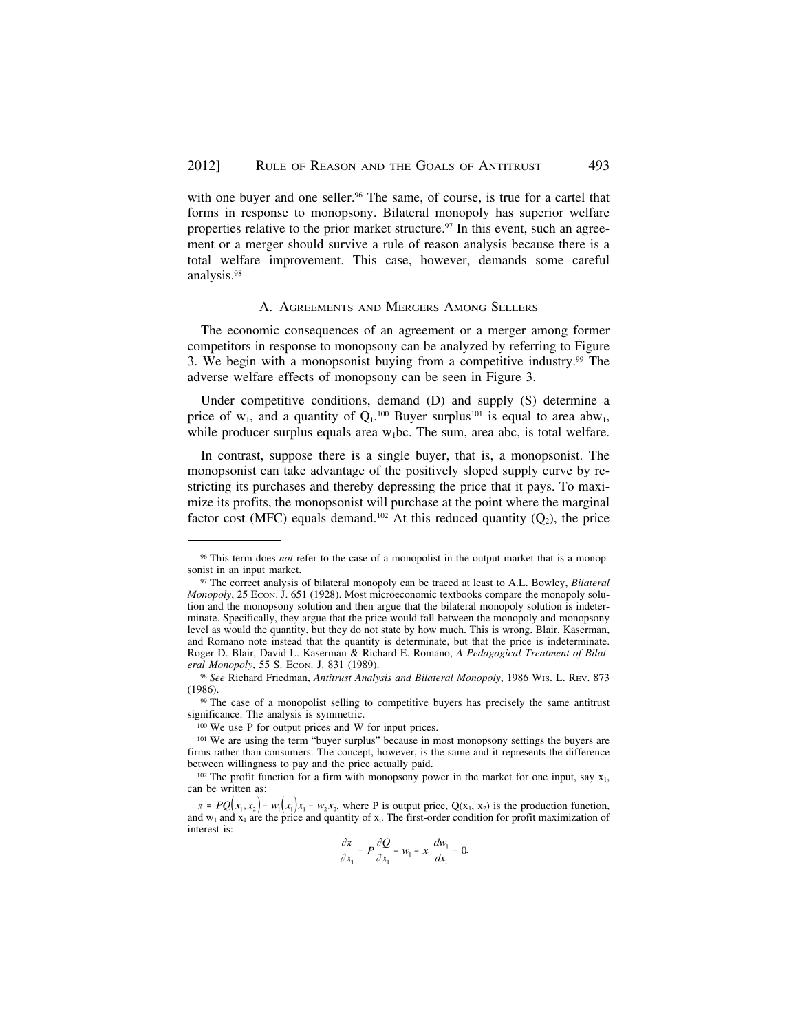with one buyer and one seller.[96] The same, of course, is true for a cartel that forms in response to monopsony. Bilateral monopoly has superior welfare properties relative to the prior market structure.[97] In this event, such an agreement or a merger should survive a rule of reason analysis because there is a total welfare improvement. This case, however, demands some careful analysis.[98]

### A. Agreements and Mergers Among Sellers

The economic consequences of an agreement or a merger among former competitors in response to monopsony can be analyzed by referring to Figure 3. We begin with a monopsonist buying from a competitive industry.[99] The adverse welfare effects of monopsony can be seen in Figure 3.

Under competitive conditions, demand (D) and supply (S) determine a price of $w_1$, and a quantity of $Q_1$.[100] Buyer surplus[101] is equal to area abw$_1$, while producer surplus equals area w$_1$bc. The sum, area abc, is total welfare.

In contrast, suppose there is a single buyer, that is, a monopsonist. The monopsonist can take advantage of the positively sloped supply curve by restricting its purchases and thereby depressing the price that it pays. To maximize its profits, the monopsonist will purchase at the point where the marginal factor cost (MFC) equals demand.[102] At this reduced quantity ($Q_2$), the price

---

[96] This term does *not* refer to the case of a monopolist in the output market that is a monopsonist in an input market.

[97] The correct analysis of bilateral monopoly can be traced at least to A.L. Bowley, *Bilateral Monopoly*, 25 Econ. J. 651 (1928). Most microeconomic textbooks compare the monopoly solution and the monopsony solution and then argue that the bilateral monopoly solution is indeterminate. Specifically, they argue that the price would fall between the monopoly and monopsony level as would the quantity, but they do not state by how much. This is wrong. Blair, Kaserman, and Romano note instead that the quantity is determinate, but that the price is indeterminate. Roger D. Blair, David L. Kaserman & Richard E. Romano, *A Pedagogical Treatment of Bilateral Monopoly*, 55 S. Econ. J. 831 (1989).

[98] *See* Richard Friedman, *Antitrust Analysis and Bilateral Monopoly*, 1986 Wis. L. Rev. 873 (1986).

[99] The case of a monopolist selling to competitive buyers has precisely the same antitrust significance. The analysis is symmetric.

[100] We use P for output prices and W for input prices.

[101] We are using the term "buyer surplus" because in most monopsony settings the buyers are firms rather than consumers. The concept, however, is the same and it represents the difference between willingness to pay and the price actually paid.

[102] The profit function for a firm with monopsony power in the market for one input, say $x_1$, can be written as:

$\pi = PQ(x_1, x_2) - w_1(x_1)x_1 - w_2x_2$, where P is output price, $Q(x_1, x_2)$ is the production function, and $w_1$ and $x_1$ are the price and quantity of $x_i$. The first-order condition for profit maximization of interest is:

$$\frac{\partial \pi}{\partial x_1} = P\frac{\partial Q}{\partial x_1} - w_1 - x_1\frac{dw_1}{dx_1} = 0.$$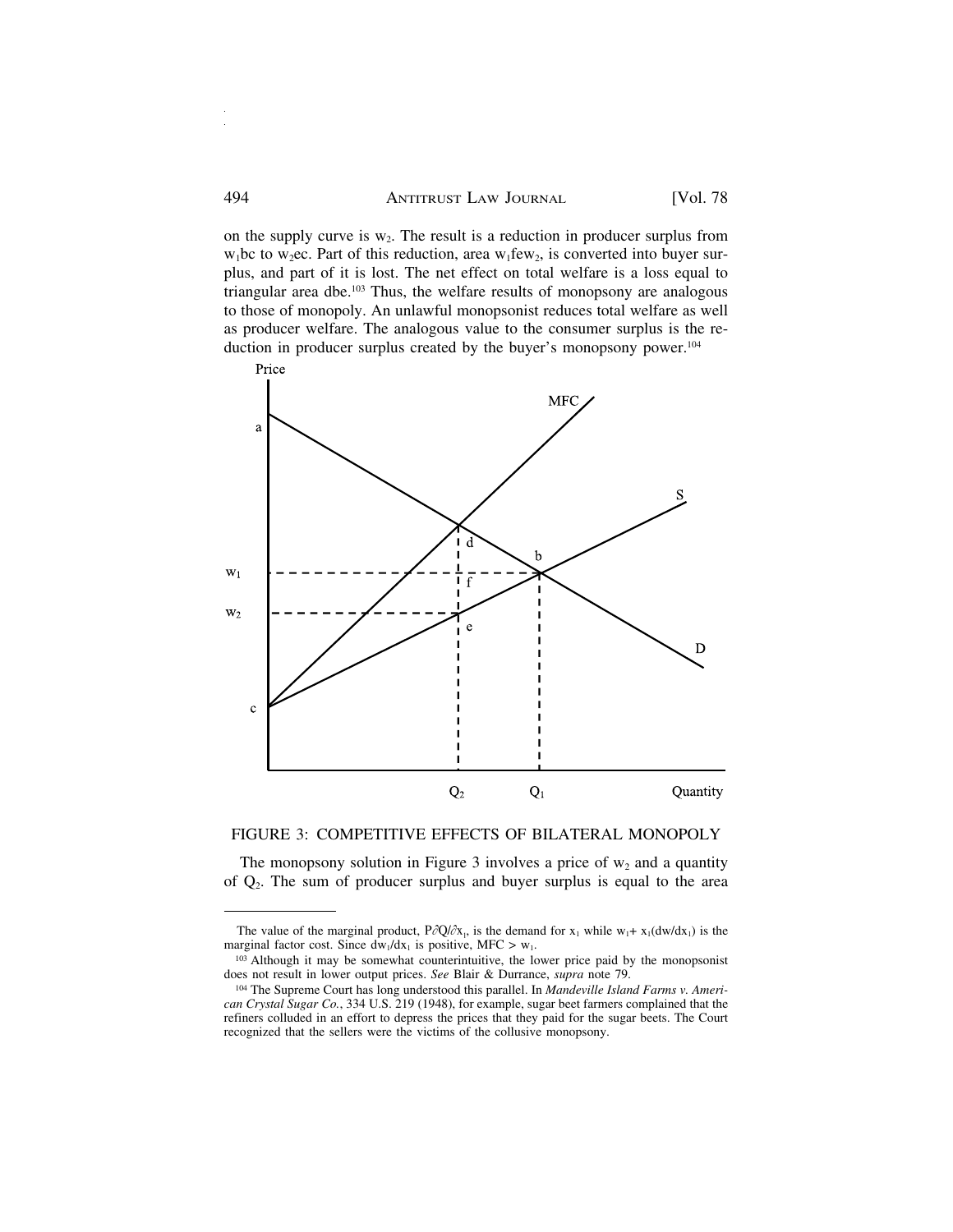on the supply curve is $w_2$. The result is a reduction in producer surplus from $w_1bc$ to $w_2ec$. Part of this reduction, area $w_1few_2$, is converted into buyer surplus, and part of it is lost. The net effect on total welfare is a loss equal to triangular area dbe.[103] Thus, the welfare results of monopsony are analogous to those of monopoly. An unlawful monopsonist reduces total welfare as well as producer welfare. The analogous value to the consumer surplus is the reduction in producer surplus created by the buyer's monopsony power.[104]

FIGURE 3: COMPETITIVE EFFECTS OF BILATERAL MONOPOLY

The monopsony solution in Figure 3 involves a price of $w_2$ and a quantity of $Q_2$. The sum of producer surplus and buyer surplus is equal to the area

---

The value of the marginal product, $P\partial Q/\partial x_1$, is the demand for $x_1$ while $w_1 + x_1(dw/dx_1)$ is the marginal factor cost. Since $dw_1/dx_1$ is positive, MFC > $w_1$.

[103] Although it may be somewhat counterintuitive, the lower price paid by the monopsonist does not result in lower output prices. *See* Blair & Durrance, *supra* note 79.

[104] The Supreme Court has long understood this parallel. In *Mandeville Island Farms v. American Crystal Sugar Co.*, 334 U.S. 219 (1948), for example, sugar beet farmers complained that the refiners colluded in an effort to depress the prices that they paid for the sugar beets. The Court recognized that the sellers were the victims of the collusive monopsony.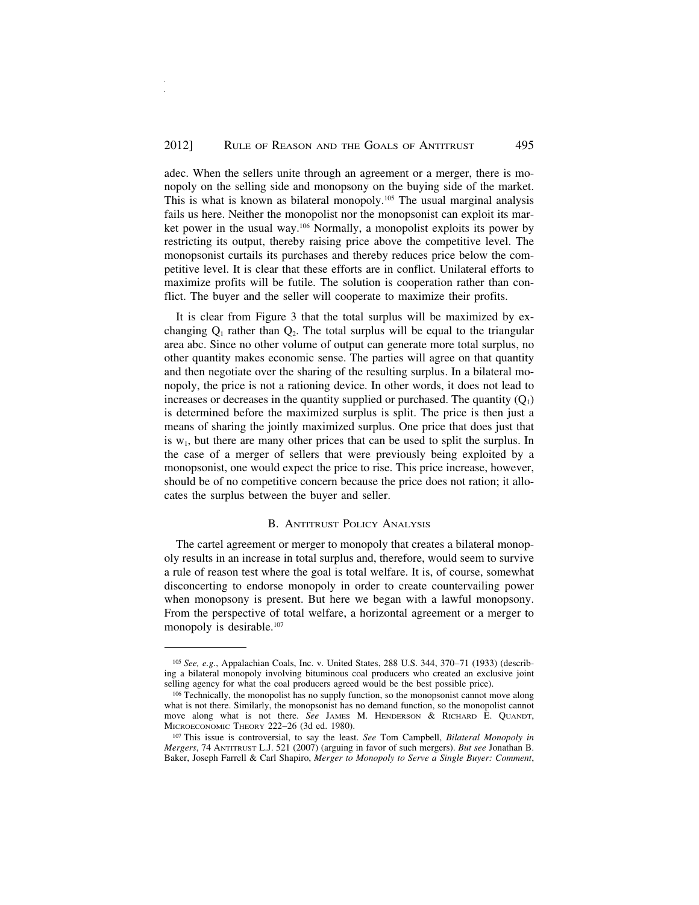adec. When the sellers unite through an agreement or a merger, there is monopoly on the selling side and monopsony on the buying side of the market. This is what is known as bilateral monopoly.[105] The usual marginal analysis fails us here. Neither the monopolist nor the monopsonist can exploit its market power in the usual way.[106] Normally, a monopolist exploits its power by restricting its output, thereby raising price above the competitive level. The monopsonist curtails its purchases and thereby reduces price below the competitive level. It is clear that these efforts are in conflict. Unilateral efforts to maximize profits will be futile. The solution is cooperation rather than conflict. The buyer and the seller will cooperate to maximize their profits.

It is clear from Figure 3 that the total surplus will be maximized by exchanging $Q_1$ rather than $Q_2$. The total surplus will be equal to the triangular area abc. Since no other volume of output can generate more total surplus, no other quantity makes economic sense. The parties will agree on that quantity and then negotiate over the sharing of the resulting surplus. In a bilateral monopoly, the price is not a rationing device. In other words, it does not lead to increases or decreases in the quantity supplied or purchased. The quantity ($Q_1$) is determined before the maximized surplus is split. The price is then just a means of sharing the jointly maximized surplus. One price that does just that is $w_1$, but there are many other prices that can be used to split the surplus. In the case of a merger of sellers that were previously being exploited by a monopsonist, one would expect the price to rise. This price increase, however, should be of no competitive concern because the price does not ration; it allocates the surplus between the buyer and seller.

### B. Antitrust Policy Analysis

The cartel agreement or merger to monopoly that creates a bilateral monopoly results in an increase in total surplus and, therefore, would seem to survive a rule of reason test where the goal is total welfare. It is, of course, somewhat disconcerting to endorse monopoly in order to create countervailing power when monopsony is present. But here we began with a lawful monopsony. From the perspective of total welfare, a horizontal agreement or a merger to monopoly is desirable.[107]

---

[105] *See, e.g.*, Appalachian Coals, Inc. v. United States, 288 U.S. 344, 370–71 (1933) (describing a bilateral monopoly involving bituminous coal producers who created an exclusive joint selling agency for what the coal producers agreed would be the best possible price).

[106] Technically, the monopolist has no supply function, so the monopsonist cannot move along what is not there. Similarly, the monopsonist has no demand function, so the monopolist cannot move along what is not there. *See* James M. Henderson & Richard E. Quandt, Microeconomic Theory 222–26 (3d ed. 1980).

[107] This issue is controversial, to say the least. *See* Tom Campbell, *Bilateral Monopoly in Mergers*, 74 Antitrust L.J. 521 (2007) (arguing in favor of such mergers). *But see* Jonathan B. Baker, Joseph Farrell & Carl Shapiro, *Merger to Monopoly to Serve a Single Buyer: Comment*,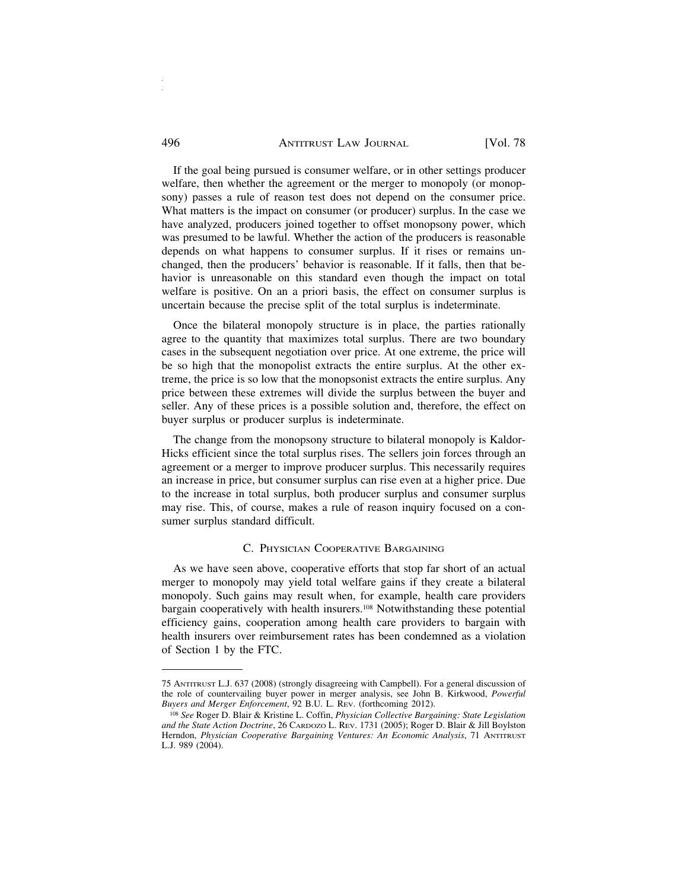If the goal being pursued is consumer welfare, or in other settings producer welfare, then whether the agreement or the merger to monopoly (or monopsony) passes a rule of reason test does not depend on the consumer price. What matters is the impact on consumer (or producer) surplus. In the case we have analyzed, producers joined together to offset monopsony power, which was presumed to be lawful. Whether the action of the producers is reasonable depends on what happens to consumer surplus. If it rises or remains unchanged, then the producers' behavior is reasonable. If it falls, then that behavior is unreasonable on this standard even though the impact on total welfare is positive. On an a priori basis, the effect on consumer surplus is uncertain because the precise split of the total surplus is indeterminate.

Once the bilateral monopoly structure is in place, the parties rationally agree to the quantity that maximizes total surplus. There are two boundary cases in the subsequent negotiation over price. At one extreme, the price will be so high that the monopolist extracts the entire surplus. At the other extreme, the price is so low that the monopsonist extracts the entire surplus. Any price between these extremes will divide the surplus between the buyer and seller. Any of these prices is a possible solution and, therefore, the effect on buyer surplus or producer surplus is indeterminate.

The change from the monopsony structure to bilateral monopoly is Kaldor-Hicks efficient since the total surplus rises. The sellers join forces through an agreement or a merger to improve producer surplus. This necessarily requires an increase in price, but consumer surplus can rise even at a higher price. Due to the increase in total surplus, both producer surplus and consumer surplus may rise. This, of course, makes a rule of reason inquiry focused on a consumer surplus standard difficult.

### C. Physician Cooperative Bargaining

As we have seen above, cooperative efforts that stop far short of an actual merger to monopoly may yield total welfare gains if they create a bilateral monopoly. Such gains may result when, for example, health care providers bargain cooperatively with health insurers.[108] Notwithstanding these potential efficiency gains, cooperation among health care providers to bargain with health insurers over reimbursement rates has been condemned as a violation of Section 1 by the FTC.

---

75 Antitrust L.J. 637 (2008) (strongly disagreeing with Campbell). For a general discussion of the role of countervailing buyer power in merger analysis, see John B. Kirkwood, *Powerful Buyers and Merger Enforcement*, 92 B.U. L. Rev. (forthcoming 2012).

[108] *See* Roger D. Blair & Kristine L. Coffin, *Physician Collective Bargaining: State Legislation and the State Action Doctrine*, 26 Cardozo L. Rev. 1731 (2005); Roger D. Blair & Jill Boylston Herndon, *Physician Cooperative Bargaining Ventures: An Economic Analysis*, 71 Antitrust L.J. 989 (2004).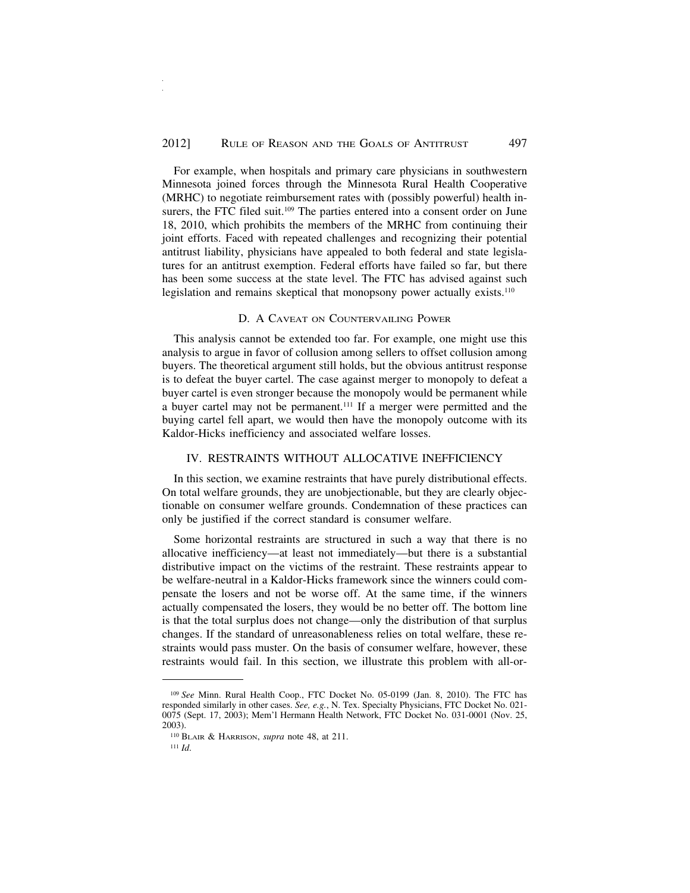For example, when hospitals and primary care physicians in southwestern Minnesota joined forces through the Minnesota Rural Health Cooperative (MRHC) to negotiate reimbursement rates with (possibly powerful) health insurers, the FTC filed suit.[109] The parties entered into a consent order on June 18, 2010, which prohibits the members of the MRHC from continuing their joint efforts. Faced with repeated challenges and recognizing their potential antitrust liability, physicians have appealed to both federal and state legislatures for an antitrust exemption. Federal efforts have failed so far, but there has been some success at the state level. The FTC has advised against such legislation and remains skeptical that monopsony power actually exists.[110]

### D. A Caveat on Countervailing Power

This analysis cannot be extended too far. For example, one might use this analysis to argue in favor of collusion among sellers to offset collusion among buyers. The theoretical argument still holds, but the obvious antitrust response is to defeat the buyer cartel. The case against merger to monopoly to defeat a buyer cartel is even stronger because the monopoly would be permanent while a buyer cartel may not be permanent.[111] If a merger were permitted and the buying cartel fell apart, we would then have the monopoly outcome with its Kaldor-Hicks inefficiency and associated welfare losses.

## IV. RESTRAINTS WITHOUT ALLOCATIVE INEFFICIENCY

In this section, we examine restraints that have purely distributional effects. On total welfare grounds, they are unobjectionable, but they are clearly objectionable on consumer welfare grounds. Condemnation of these practices can only be justified if the correct standard is consumer welfare.

Some horizontal restraints are structured in such a way that there is no allocative inefficiency—at least not immediately—but there is a substantial distributive impact on the victims of the restraint. These restraints appear to be welfare-neutral in a Kaldor-Hicks framework since the winners could compensate the losers and not be worse off. At the same time, if the winners actually compensated the losers, they would be no better off. The bottom line is that the total surplus does not change—only the distribution of that surplus changes. If the standard of unreasonableness relies on total welfare, these restraints would pass muster. On the basis of consumer welfare, however, these restraints would fail. In this section, we illustrate this problem with all-or-

---

[109] *See* Minn. Rural Health Coop., FTC Docket No. 05-0199 (Jan. 8, 2010). The FTC has responded similarly in other cases. *See, e.g.*, N. Tex. Specialty Physicians, FTC Docket No. 021-0075 (Sept. 17, 2003); Mem'l Hermann Health Network, FTC Docket No. 031-0001 (Nov. 25, 2003).

[110] Blair & Harrison, *supra* note 48, at 211.

[111] *Id*.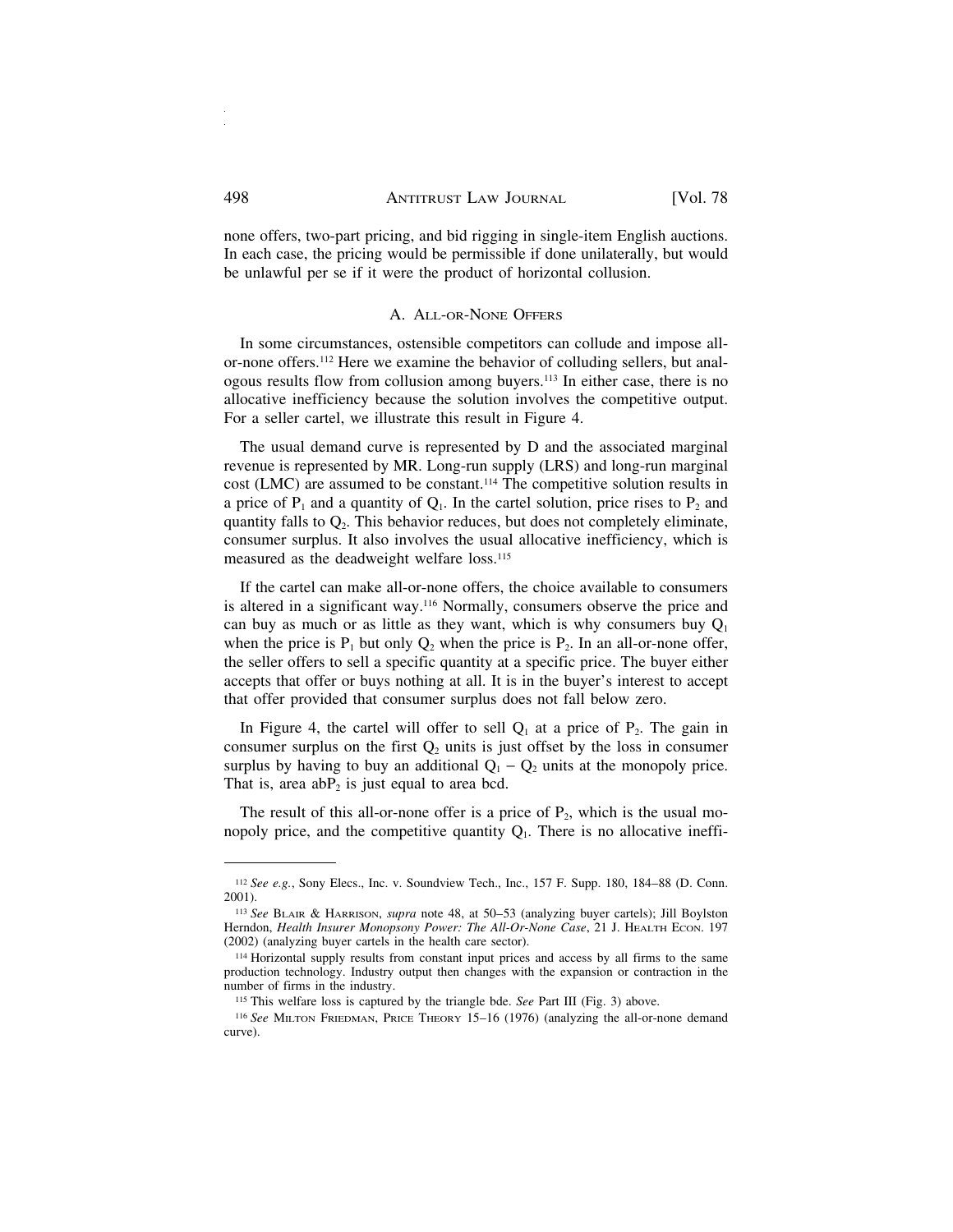none offers, two-part pricing, and bid rigging in single-item English auctions. In each case, the pricing would be permissible if done unilaterally, but would be unlawful per se if it were the product of horizontal collusion.

### A. All-or-None Offers

In some circumstances, ostensible competitors can collude and impose all-or-none offers.[112] Here we examine the behavior of colluding sellers, but analogous results flow from collusion among buyers.[113] In either case, there is no allocative inefficiency because the solution involves the competitive output. For a seller cartel, we illustrate this result in Figure 4.

The usual demand curve is represented by D and the associated marginal revenue is represented by MR. Long-run supply (LRS) and long-run marginal cost (LMC) are assumed to be constant.[114] The competitive solution results in a price of $P_1$ and a quantity of $Q_1$. In the cartel solution, price rises to $P_2$ and quantity falls to $Q_2$. This behavior reduces, but does not completely eliminate, consumer surplus. It also involves the usual allocative inefficiency, which is measured as the deadweight welfare loss.[115]

If the cartel can make all-or-none offers, the choice available to consumers is altered in a significant way.[116] Normally, consumers observe the price and can buy as much or as little as they want, which is why consumers buy $Q_1$ when the price is $P_1$ but only $Q_2$ when the price is $P_2$. In an all-or-none offer, the seller offers to sell a specific quantity at a specific price. The buyer either accepts that offer or buys nothing at all. It is in the buyer's interest to accept that offer provided that consumer surplus does not fall below zero.

In Figure 4, the cartel will offer to sell $Q_1$ at a price of $P_2$. The gain in consumer surplus on the first $Q_2$ units is just offset by the loss in consumer surplus by having to buy an additional $Q_1 - Q_2$ units at the monopoly price. That is, area $abP_2$ is just equal to area bcd.

The result of this all-or-none offer is a price of $P_2$, which is the usual monopoly price, and the competitive quantity $Q_1$. There is no allocative ineffi-

---

[112] *See e.g.*, Sony Elecs., Inc. v. Soundview Tech., Inc., 157 F. Supp. 180, 184–88 (D. Conn. 2001).

[113] *See* Blair & Harrison, *supra* note 48, at 50–53 (analyzing buyer cartels); Jill Boylston Herndon, *Health Insurer Monopsony Power: The All-Or-None Case*, 21 J. Health Econ. 197 (2002) (analyzing buyer cartels in the health care sector).

[114] Horizontal supply results from constant input prices and access by all firms to the same production technology. Industry output then changes with the expansion or contraction in the number of firms in the industry.

[115] This welfare loss is captured by the triangle bde. *See* Part III (Fig. 3) above.

[116] *See* Milton Friedman, Price Theory 15–16 (1976) (analyzing the all-or-none demand curve).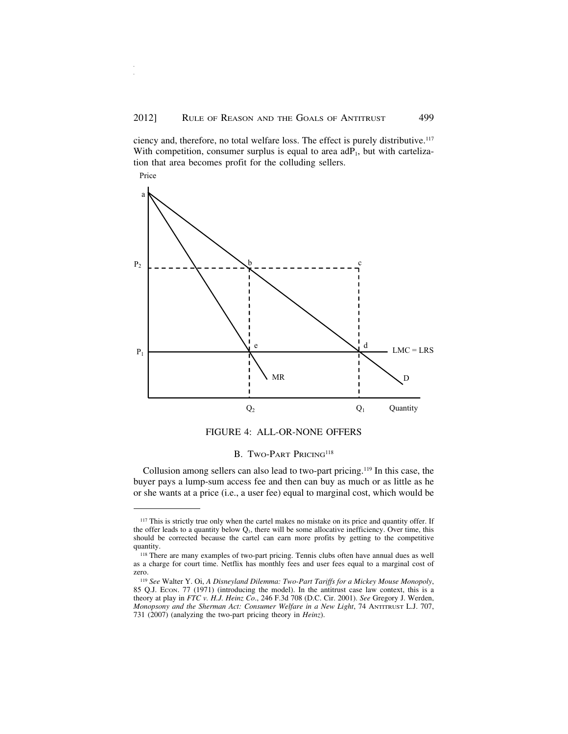ciency and, therefore, no total welfare loss. The effect is purely distributive.[117] With competition, consumer surplus is equal to area $adP_1$, but with cartelization that area becomes profit for the colluding sellers.

FIGURE 4: ALL-OR-NONE OFFERS

### B. Two-Part Pricing[118]

Collusion among sellers can also lead to two-part pricing.[119] In this case, the buyer pays a lump-sum access fee and then can buy as much or as little as he or she wants at a price (i.e., a user fee) equal to marginal cost, which would be

---

[117] This is strictly true only when the cartel makes no mistake on its price and quantity offer. If the offer leads to a quantity below $Q_1$, there will be some allocative inefficiency. Over time, this should be corrected because the cartel can earn more profits by getting to the competitive quantity.

[118] There are many examples of two-part pricing. Tennis clubs often have annual dues as well as a charge for court time. Netflix has monthly fees and user fees equal to a marginal cost of zero.

[119] *See* Walter Y. Oi, *A Disneyland Dilemma: Two-Part Tariffs for a Mickey Mouse Monopoly*, 85 Q.J. Econ. 77 (1971) (introducing the model). In the antitrust case law context, this is a theory at play in *FTC v. H.J. Heinz Co*., 246 F.3d 708 (D.C. Cir. 2001). *See* Gregory J. Werden, *Monopsony and the Sherman Act: Consumer Welfare in a New Light*, 74 Antitrust L.J. 707, 731 (2007) (analyzing the two-part pricing theory in *Heinz*).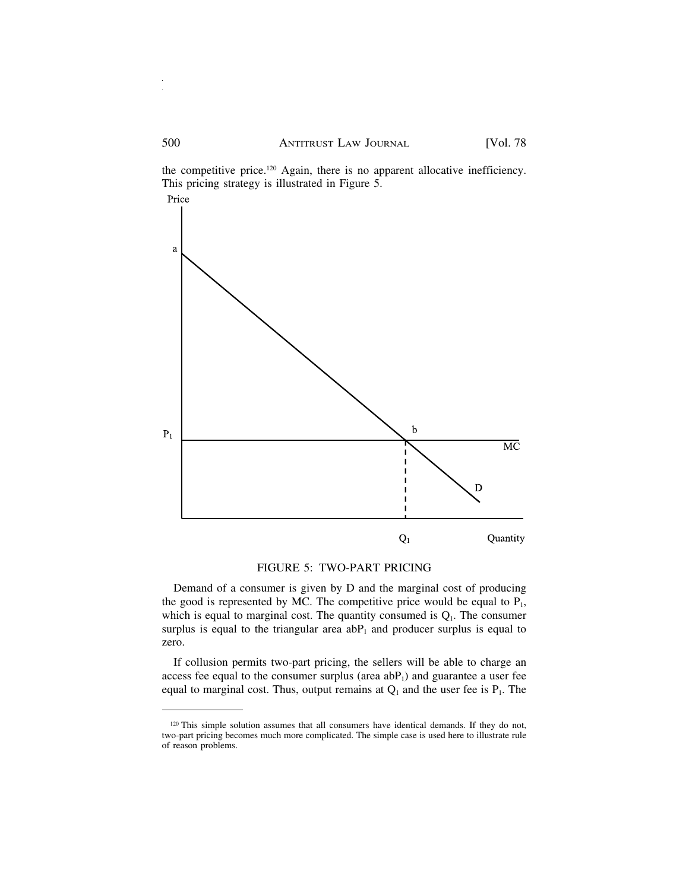the competitive price.[120] Again, there is no apparent allocative inefficiency. This pricing strategy is illustrated in Figure 5.

FIGURE 5: TWO-PART PRICING

Demand of a consumer is given by D and the marginal cost of producing the good is represented by MC. The competitive price would be equal to $P_1$, which is equal to marginal cost. The quantity consumed is $Q_1$. The consumer surplus is equal to the triangular area $abP_1$ and producer surplus is equal to zero.

If collusion permits two-part pricing, the sellers will be able to charge an access fee equal to the consumer surplus (area $abP_1$) and guarantee a user fee equal to marginal cost. Thus, output remains at $Q_1$ and the user fee is $P_1$. The

---

[120] This simple solution assumes that all consumers have identical demands. If they do not, two-part pricing becomes much more complicated. The simple case is used here to illustrate rule of reason problems.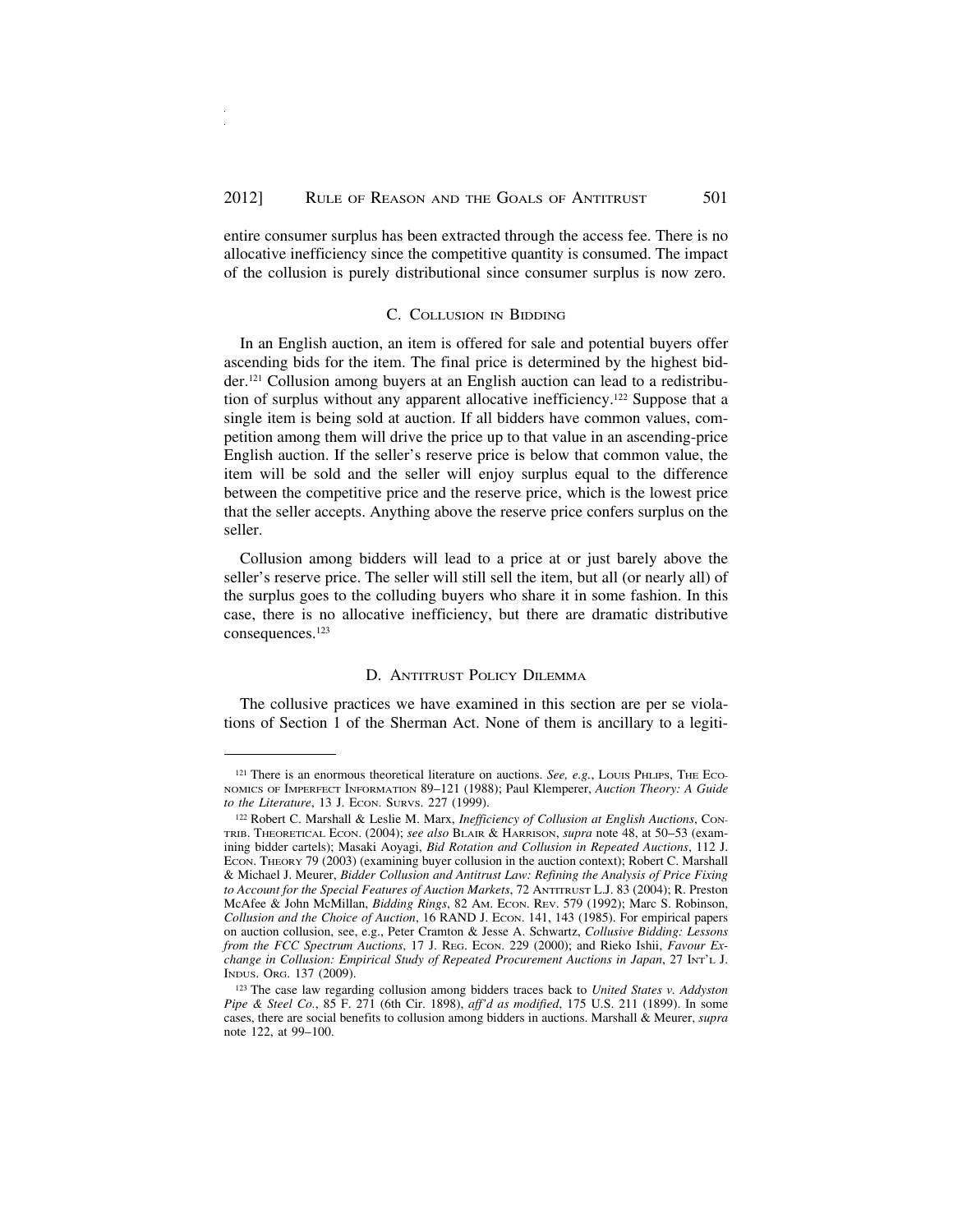entire consumer surplus has been extracted through the access fee. There is no allocative inefficiency since the competitive quantity is consumed. The impact of the collusion is purely distributional since consumer surplus is now zero.

### C. Collusion in Bidding

In an English auction, an item is offered for sale and potential buyers offer ascending bids for the item. The final price is determined by the highest bidder.[121] Collusion among buyers at an English auction can lead to a redistribution of surplus without any apparent allocative inefficiency.[122] Suppose that a single item is being sold at auction. If all bidders have common values, competition among them will drive the price up to that value in an ascending-price English auction. If the seller's reserve price is below that common value, the item will be sold and the seller will enjoy surplus equal to the difference between the competitive price and the reserve price, which is the lowest price that the seller accepts. Anything above the reserve price confers surplus on the seller.

Collusion among bidders will lead to a price at or just barely above the seller's reserve price. The seller will still sell the item, but all (or nearly all) of the surplus goes to the colluding buyers who share it in some fashion. In this case, there is no allocative inefficiency, but there are dramatic distributive consequences.[123]

### D. Antitrust Policy Dilemma

The collusive practices we have examined in this section are per se violations of Section 1 of the Sherman Act. None of them is ancillary to a legiti-

---

[121] There is an enormous theoretical literature on auctions. *See, e.g.*, Louis Phlips, The Economics of Imperfect Information 89–121 (1988); Paul Klemperer, *Auction Theory: A Guide to the Literature*, 13 J. Econ. Survs. 227 (1999).

[122] Robert C. Marshall & Leslie M. Marx, *Inefficiency of Collusion at English Auctions*, Contrib. Theoretical Econ. (2004); *see also* Blair & Harrison, *supra* note 48, at 50–53 (examining bidder cartels); Masaki Aoyagi, *Bid Rotation and Collusion in Repeated Auctions*, 112 J. Econ. Theory 79 (2003) (examining buyer collusion in the auction context); Robert C. Marshall & Michael J. Meurer, *Bidder Collusion and Antitrust Law: Refining the Analysis of Price Fixing to Account for the Special Features of Auction Markets*, 72 Antitrust L.J. 83 (2004); R. Preston McAfee & John McMillan, *Bidding Rings*, 82 Am. Econ. Rev. 579 (1992); Marc S. Robinson, *Collusion and the Choice of Auction*, 16 RAND J. Econ. 141, 143 (1985). For empirical papers on auction collusion, see, e.g., Peter Cramton & Jesse A. Schwartz, *Collusive Bidding: Lessons from the FCC Spectrum Auctions*, 17 J. Reg. Econ. 229 (2000); and Rieko Ishii, *Favour Exchange in Collusion: Empirical Study of Repeated Procurement Auctions in Japan*, 27 Int'l J. Indus. Org. 137 (2009).

[123] The case law regarding collusion among bidders traces back to *United States v. Addyston Pipe & Steel Co.*, 85 F. 271 (6th Cir. 1898), *aff'd as modified*, 175 U.S. 211 (1899). In some cases, there are social benefits to collusion among bidders in auctions. Marshall & Meurer, *supra* note 122, at 99–100.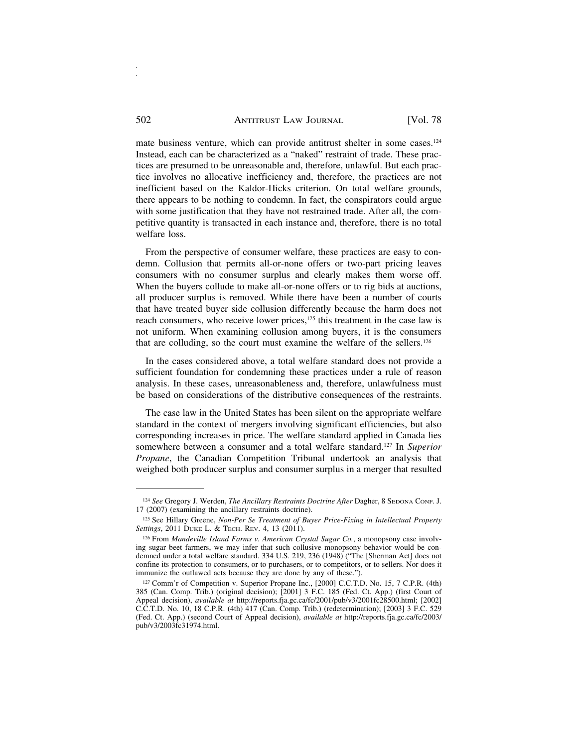mate business venture, which can provide antitrust shelter in some cases.[124] Instead, each can be characterized as a "naked" restraint of trade. These practices are presumed to be unreasonable and, therefore, unlawful. But each practice involves no allocative inefficiency and, therefore, the practices are not inefficient based on the Kaldor-Hicks criterion. On total welfare grounds, there appears to be nothing to condemn. In fact, the conspirators could argue with some justification that they have not restrained trade. After all, the competitive quantity is transacted in each instance and, therefore, there is no total welfare loss.

From the perspective of consumer welfare, these practices are easy to condemn. Collusion that permits all-or-none offers or two-part pricing leaves consumers with no consumer surplus and clearly makes them worse off. When the buyers collude to make all-or-none offers or to rig bids at auctions, all producer surplus is removed. While there have been a number of courts that have treated buyer side collusion differently because the harm does not reach consumers, who receive lower prices,[125] this treatment in the case law is not uniform. When examining collusion among buyers, it is the consumers that are colluding, so the court must examine the welfare of the sellers.[126]

In the cases considered above, a total welfare standard does not provide a sufficient foundation for condemning these practices under a rule of reason analysis. In these cases, unreasonableness and, therefore, unlawfulness must be based on considerations of the distributive consequences of the restraints.

The case law in the United States has been silent on the appropriate welfare standard in the context of mergers involving significant efficiencies, but also corresponding increases in price. The welfare standard applied in Canada lies somewhere between a consumer and a total welfare standard.[127] In *Superior Propane*, the Canadian Competition Tribunal undertook an analysis that weighed both producer surplus and consumer surplus in a merger that resulted

---

[124] *See* Gregory J. Werden, *The Ancillary Restraints Doctrine After* Dagher, 8 SEDONA CONF. J. 17 (2007) (examining the ancillary restraints doctrine).

[125] See Hillary Greene, *Non-Per Se Treatment of Buyer Price-Fixing in Intellectual Property Settings*, 2011 DUKE L. & TECH. REV. 4, 13 (2011).

[126] From *Mandeville Island Farms v. American Crystal Sugar Co.*, a monopsony case involving sugar beet farmers, we may infer that such collusive monopsony behavior would be condemned under a total welfare standard. 334 U.S. 219, 236 (1948) ("The [Sherman Act] does not confine its protection to consumers, or to purchasers, or to competitors, or to sellers. Nor does it immunize the outlawed acts because they are done by any of these.").

[127] Comm'r of Competition v. Superior Propane Inc., [2000] C.C.T.D. No. 15, 7 C.P.R. (4th) 385 (Can. Comp. Trib.) (original decision); [2001] 3 F.C. 185 (Fed. Ct. App.) (first Court of Appeal decision), *available at* http://reports.fja.gc.ca/fc/2001/pub/v3/2001fc28500.html; [2002] C.C.T.D. No. 10, 18 C.P.R. (4th) 417 (Can. Comp. Trib.) (redetermination); [2003] 3 F.C. 529 (Fed. Ct. App.) (second Court of Appeal decision), *available at* http://reports.fja.gc.ca/fc/2003/pub/v3/2003fc31974.html.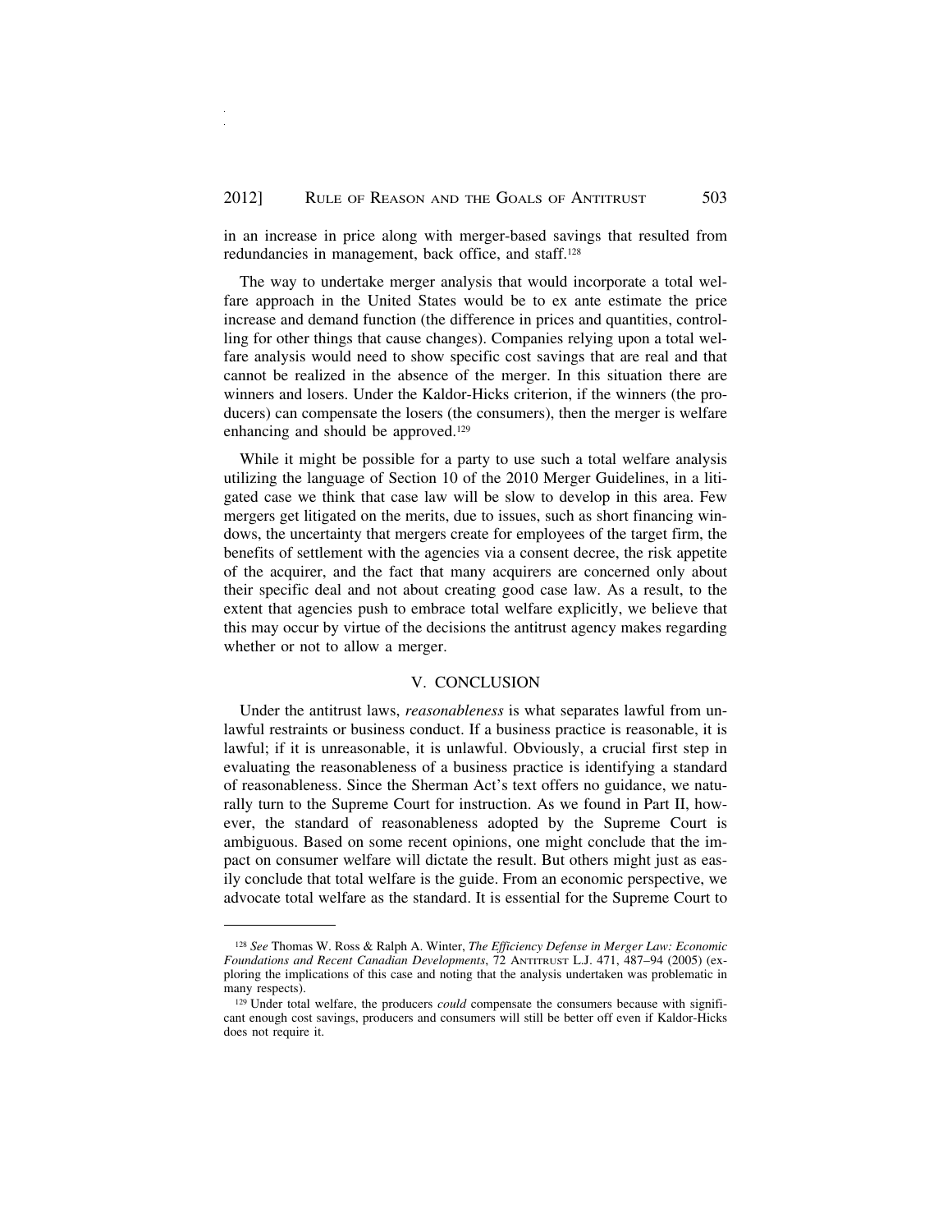in an increase in price along with merger-based savings that resulted from redundancies in management, back office, and staff.[128]

The way to undertake merger analysis that would incorporate a total welfare approach in the United States would be to ex ante estimate the price increase and demand function (the difference in prices and quantities, controlling for other things that cause changes). Companies relying upon a total welfare analysis would need to show specific cost savings that are real and that cannot be realized in the absence of the merger. In this situation there are winners and losers. Under the Kaldor-Hicks criterion, if the winners (the producers) can compensate the losers (the consumers), then the merger is welfare enhancing and should be approved.[129]

While it might be possible for a party to use such a total welfare analysis utilizing the language of Section 10 of the 2010 Merger Guidelines, in a litigated case we think that case law will be slow to develop in this area. Few mergers get litigated on the merits, due to issues, such as short financing windows, the uncertainty that mergers create for employees of the target firm, the benefits of settlement with the agencies via a consent decree, the risk appetite of the acquirer, and the fact that many acquirers are concerned only about their specific deal and not about creating good case law. As a result, to the extent that agencies push to embrace total welfare explicitly, we believe that this may occur by virtue of the decisions the antitrust agency makes regarding whether or not to allow a merger.

## V. CONCLUSION

Under the antitrust laws, *reasonableness* is what separates lawful from unlawful restraints or business conduct. If a business practice is reasonable, it is lawful; if it is unreasonable, it is unlawful. Obviously, a crucial first step in evaluating the reasonableness of a business practice is identifying a standard of reasonableness. Since the Sherman Act's text offers no guidance, we naturally turn to the Supreme Court for instruction. As we found in Part II, however, the standard of reasonableness adopted by the Supreme Court is ambiguous. Based on some recent opinions, one might conclude that the impact on consumer welfare will dictate the result. But others might just as easily conclude that total welfare is the guide. From an economic perspective, we advocate total welfare as the standard. It is essential for the Supreme Court to

---

[128] *See* Thomas W. Ross & Ralph A. Winter, *The Efficiency Defense in Merger Law: Economic Foundations and Recent Canadian Developments*, 72 Antitrust L.J. 471, 487–94 (2005) (exploring the implications of this case and noting that the analysis undertaken was problematic in many respects).

[129] Under total welfare, the producers *could* compensate the consumers because with significant enough cost savings, producers and consumers will still be better off even if Kaldor-Hicks does not require it.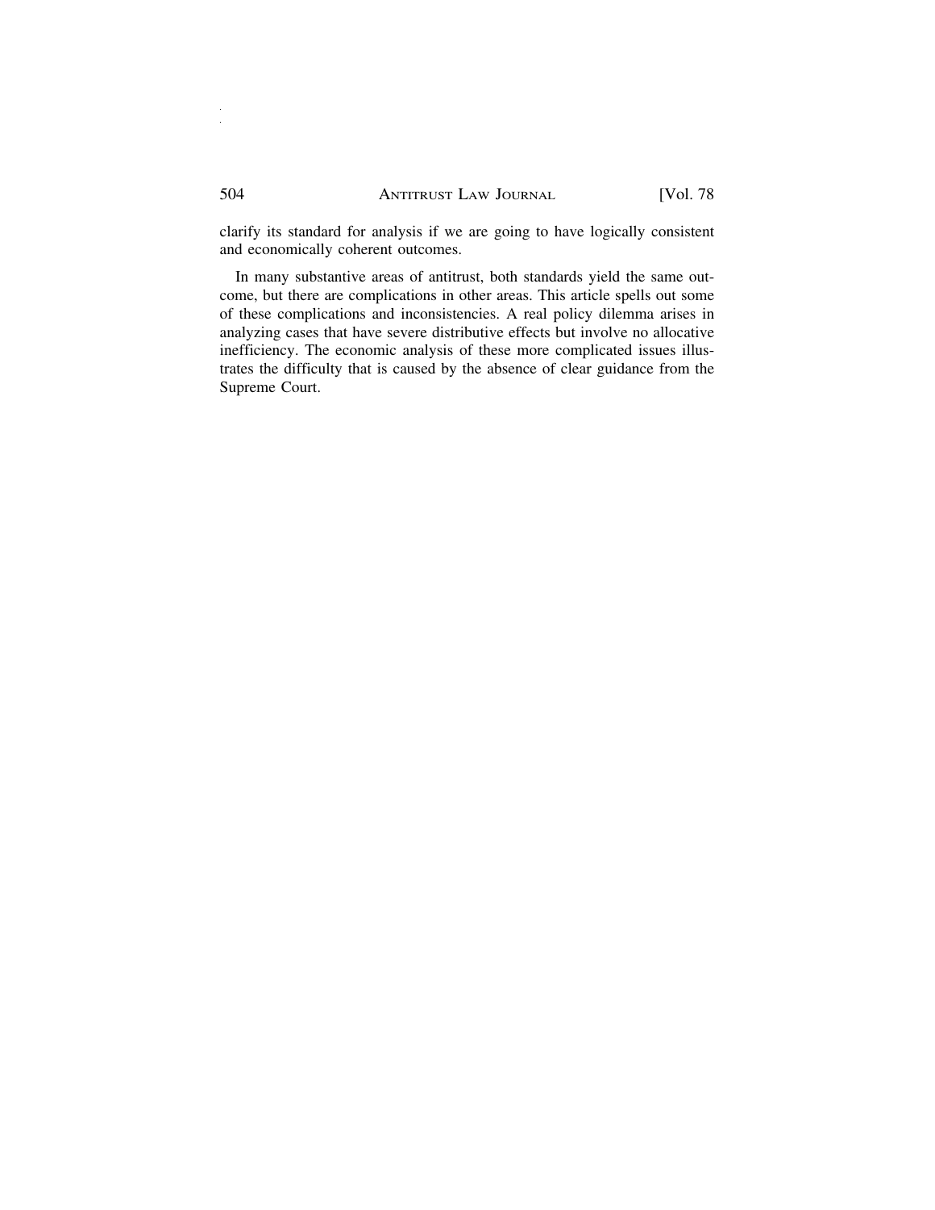clarify its standard for analysis if we are going to have logically consistent and economically coherent outcomes.

In many substantive areas of antitrust, both standards yield the same outcome, but there are complications in other areas. This article spells out some of these complications and inconsistencies. A real policy dilemma arises in analyzing cases that have severe distributive effects but involve no allocative inefficiency. The economic analysis of these more complicated issues illustrates the difficulty that is caused by the absence of clear guidance from the Supreme Court.